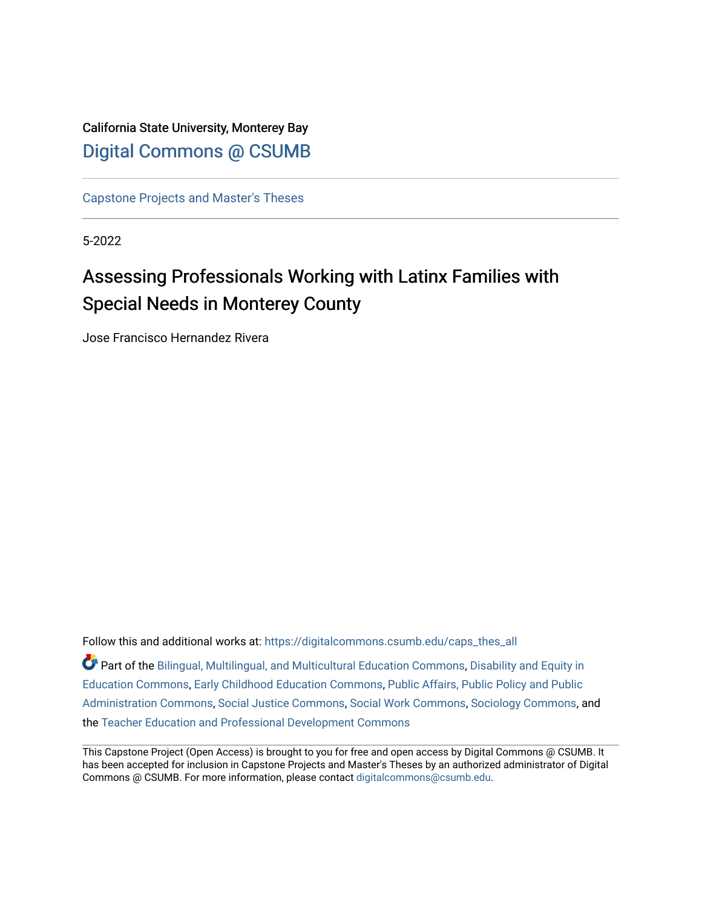California State University, Monterey Bay

Digital Commons @ CSUMB

Capstone Projects and Master's Theses

5-2022

# Assessing Professionals Working with Latinx Families with Special Needs in Monterey County

Jose Francisco Hernandez Rivera

Follow this and additional works at: https://digitalcommons.csumb.edu/caps_thes_all

Part of the Bilingual, Multilingual, and Multicultural Education Commons, Disability and Equity in Education Commons, Early Childhood Education Commons, Public Affairs, Public Policy and Public Administration Commons, Social Justice Commons, Social Work Commons, Sociology Commons, and the Teacher Education and Professional Development Commons

This Capstone Project (Open Access) is brought to you for free and open access by Digital Commons @ CSUMB. It has been accepted for inclusion in Capstone Projects and Master's Theses by an authorized administrator of Digital Commons @ CSUMB. For more information, please contact digitalcommons@csumb.edu.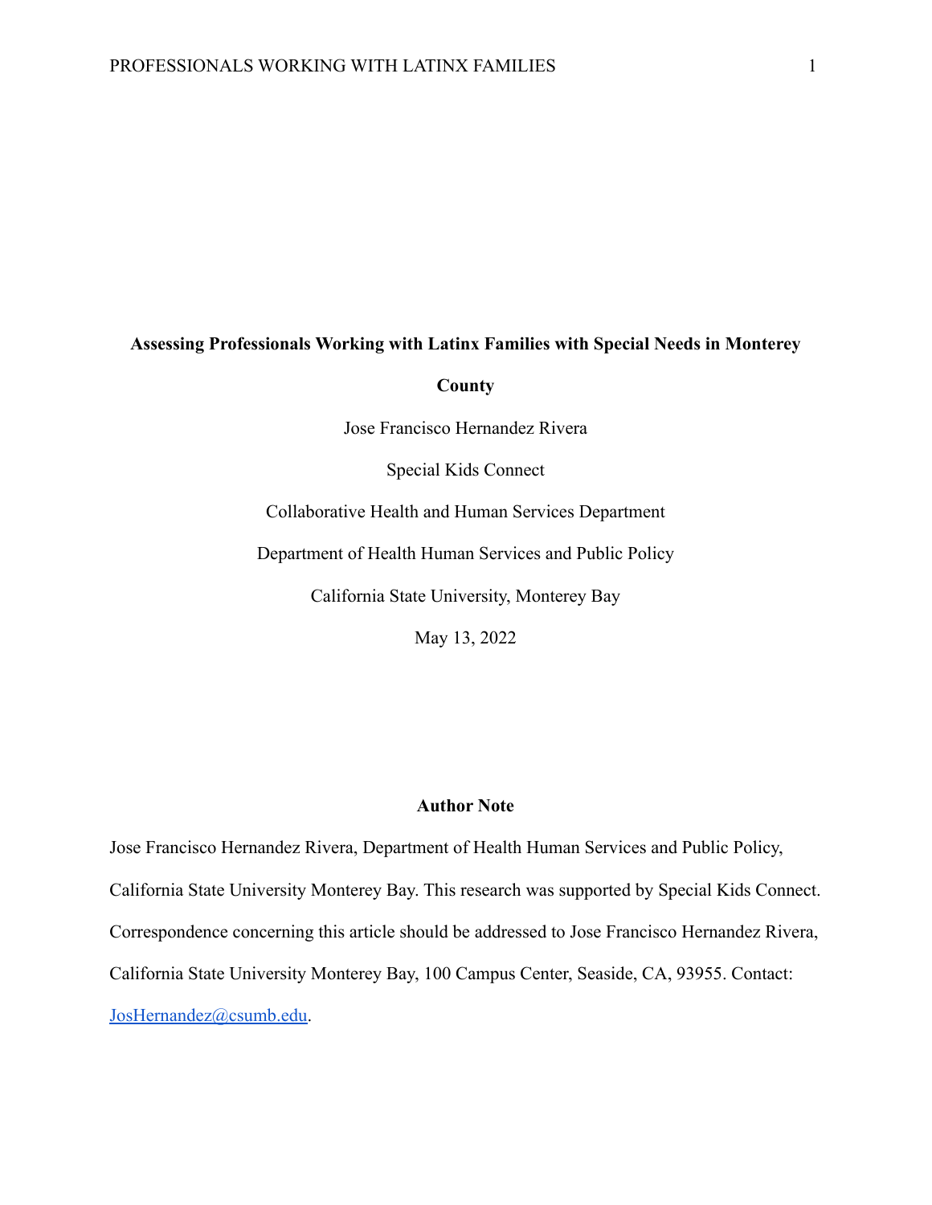**Assessing Professionals Working with Latinx Families with Special Needs in Monterey County**

Jose Francisco Hernandez Rivera

Special Kids Connect

Collaborative Health and Human Services Department

Department of Health Human Services and Public Policy

California State University, Monterey Bay

May 13, 2022

**Author Note**

Jose Francisco Hernandez Rivera, Department of Health Human Services and Public Policy, California State University Monterey Bay. This research was supported by Special Kids Connect. Correspondence concerning this article should be addressed to Jose Francisco Hernandez Rivera, California State University Monterey Bay, 100 Campus Center, Seaside, CA, 93955. Contact: JosHernandez@csumb.edu.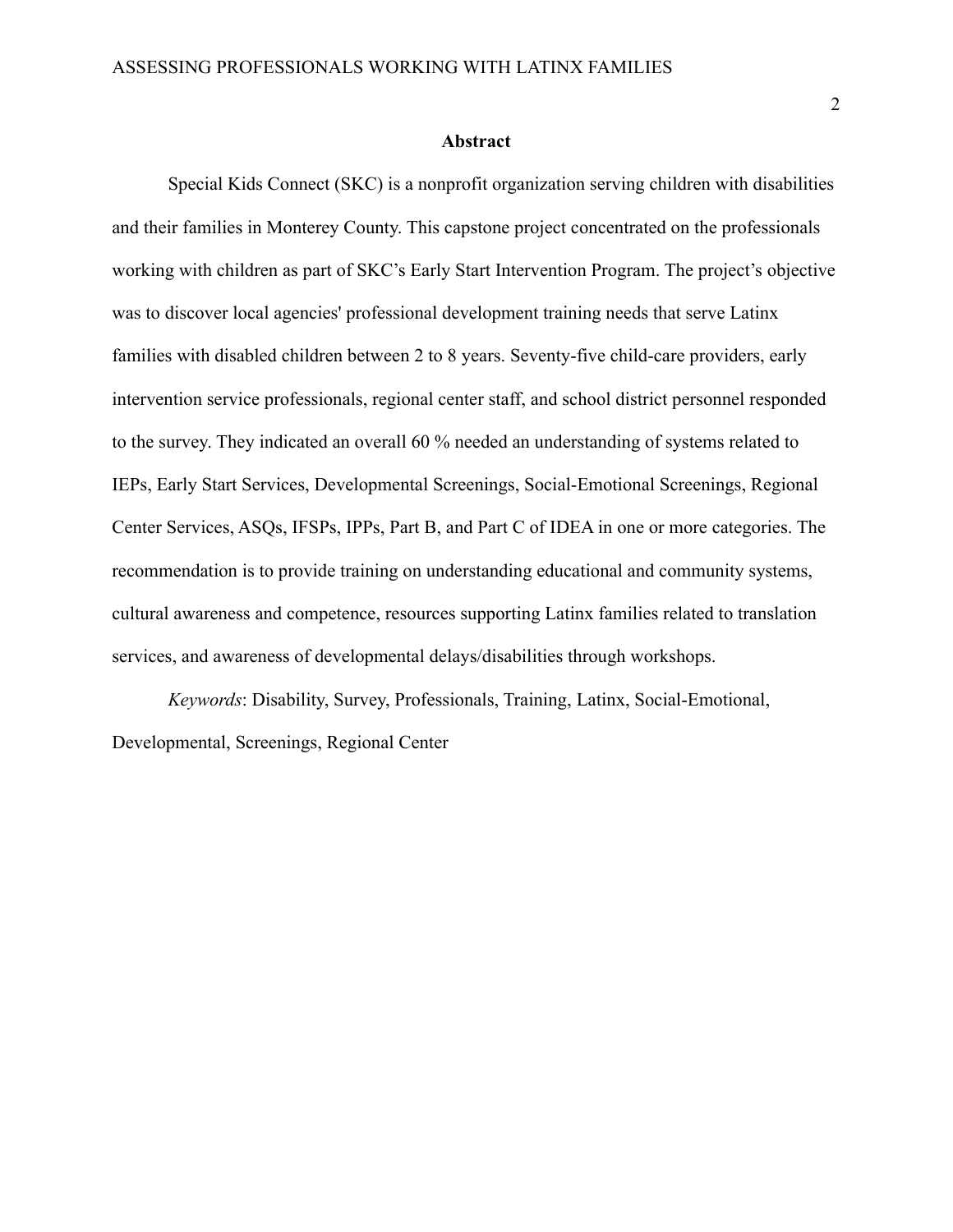## Abstract

Special Kids Connect (SKC) is a nonprofit organization serving children with disabilities and their families in Monterey County. This capstone project concentrated on the professionals working with children as part of SKC's Early Start Intervention Program. The project's objective was to discover local agencies' professional development training needs that serve Latinx families with disabled children between 2 to 8 years. Seventy-five child-care providers, early intervention service professionals, regional center staff, and school district personnel responded to the survey. They indicated an overall 60 % needed an understanding of systems related to IEPs, Early Start Services, Developmental Screenings, Social-Emotional Screenings, Regional Center Services, ASQs, IFSPs, IPPs, Part B, and Part C of IDEA in one or more categories. The recommendation is to provide training on understanding educational and community systems, cultural awareness and competence, resources supporting Latinx families related to translation services, and awareness of developmental delays/disabilities through workshops.

*Keywords*: Disability, Survey, Professionals, Training, Latinx, Social-Emotional, Developmental, Screenings, Regional Center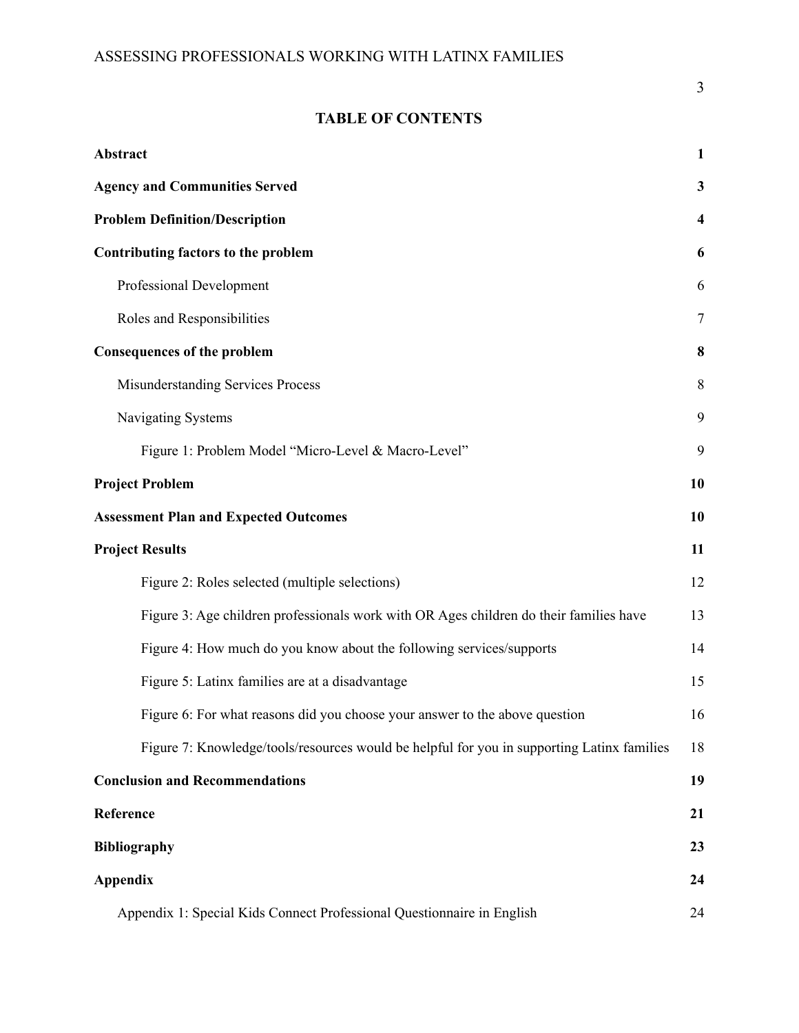# TABLE OF CONTENTS

| | |
|---|---|
| **Abstract** | **1** |
| **Agency and Communities Served** | **3** |
| **Problem Definition/Description** | **4** |
| **Contributing factors to the problem** | **6** |
| Professional Development | 6 |
| Roles and Responsibilities | 7 |
| **Consequences of the problem** | **8** |
| Misunderstanding Services Process | 8 |
| Navigating Systems | 9 |
| Figure 1: Problem Model "Micro-Level & Macro-Level" | 9 |
| **Project Problem** | **10** |
| **Assessment Plan and Expected Outcomes** | **10** |
| **Project Results** | **11** |
| Figure 2: Roles selected (multiple selections) | 12 |
| Figure 3: Age children professionals work with OR Ages children do their families have | 13 |
| Figure 4: How much do you know about the following services/supports | 14 |
| Figure 5: Latinx families are at a disadvantage | 15 |
| Figure 6: For what reasons did you choose your answer to the above question | 16 |
| Figure 7: Knowledge/tools/resources would be helpful for you in supporting Latinx families | 18 |
| **Conclusion and Recommendations** | **19** |
| **Reference** | **21** |
| **Bibliography** | **23** |
| **Appendix** | **24** |
| Appendix 1: Special Kids Connect Professional Questionnaire in English | 24 |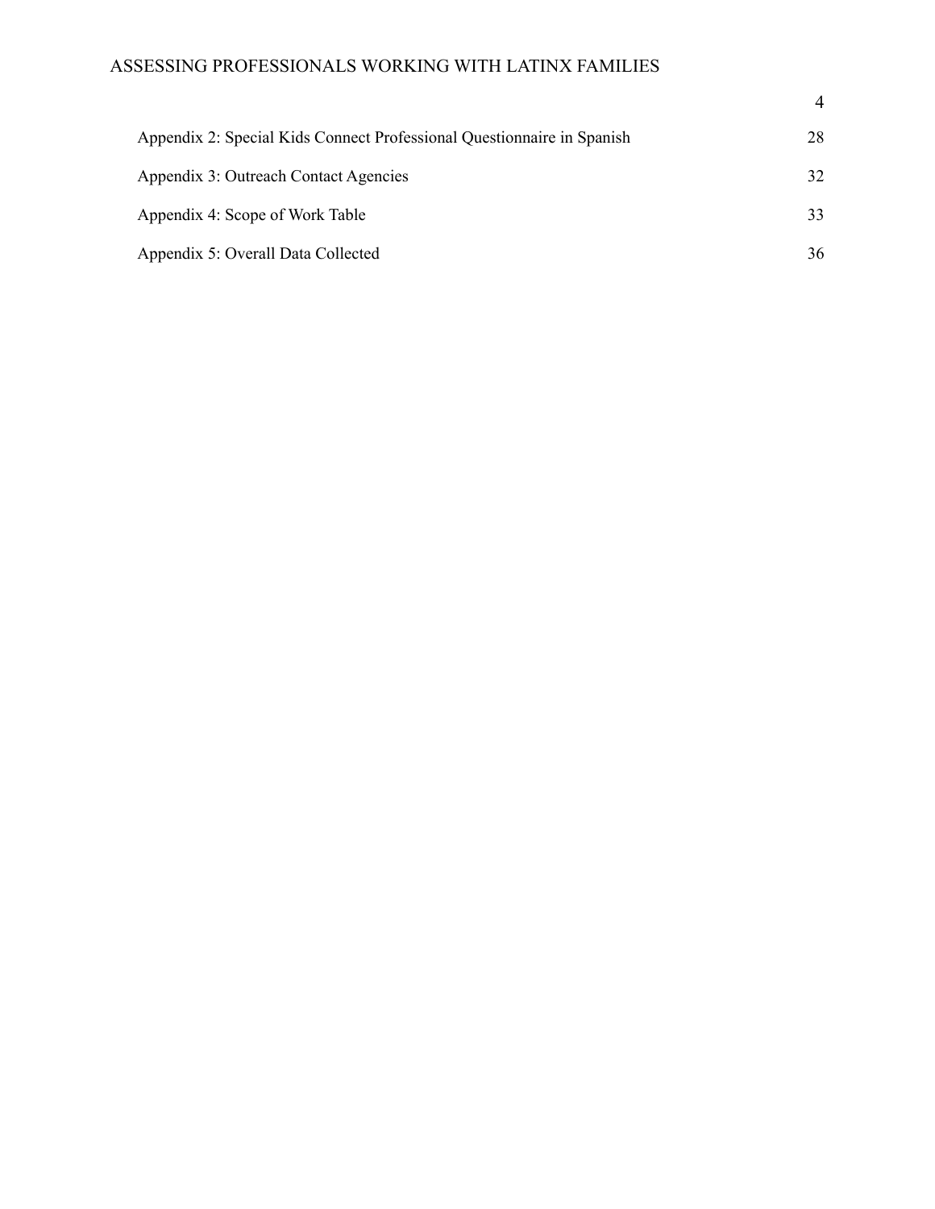Appendix 2: Special Kids Connect Professional Questionnaire in Spanish 28

Appendix 3: Outreach Contact Agencies 32

Appendix 4: Scope of Work Table 33

Appendix 5: Overall Data Collected 36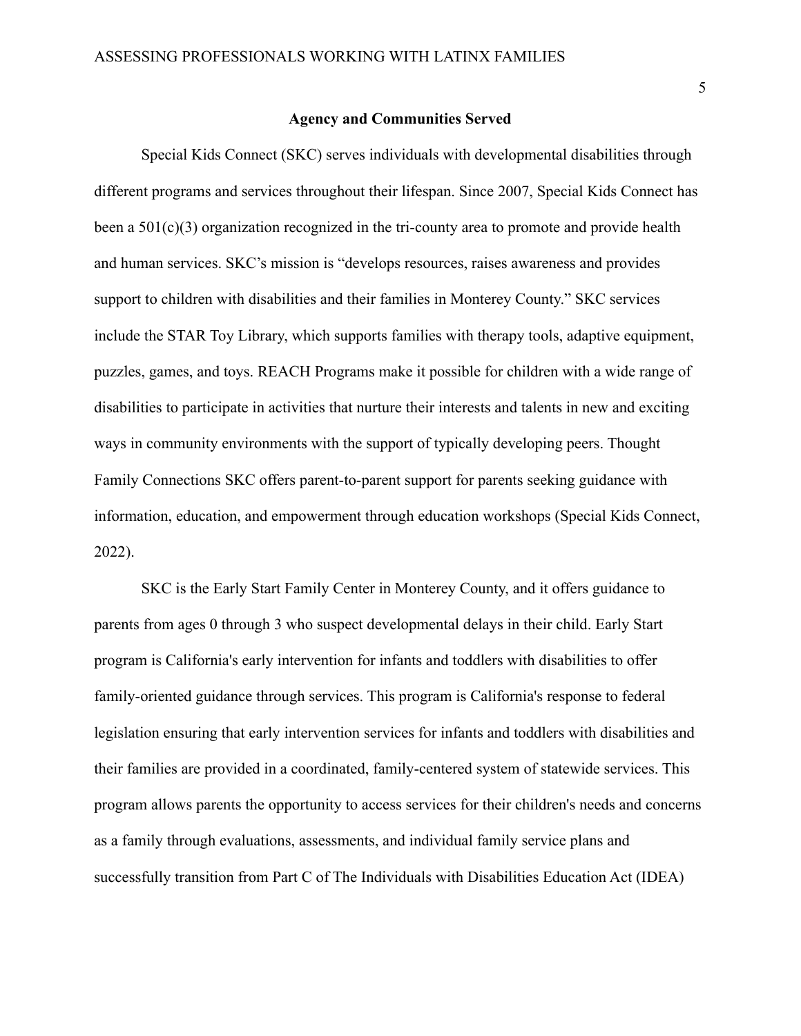## Agency and Communities Served

Special Kids Connect (SKC) serves individuals with developmental disabilities through different programs and services throughout their lifespan. Since 2007, Special Kids Connect has been a 501(c)(3) organization recognized in the tri-county area to promote and provide health and human services. SKC's mission is "develops resources, raises awareness and provides support to children with disabilities and their families in Monterey County." SKC services include the STAR Toy Library, which supports families with therapy tools, adaptive equipment, puzzles, games, and toys. REACH Programs make it possible for children with a wide range of disabilities to participate in activities that nurture their interests and talents in new and exciting ways in community environments with the support of typically developing peers. Thought Family Connections SKC offers parent-to-parent support for parents seeking guidance with information, education, and empowerment through education workshops (Special Kids Connect, 2022).

SKC is the Early Start Family Center in Monterey County, and it offers guidance to parents from ages 0 through 3 who suspect developmental delays in their child. Early Start program is California's early intervention for infants and toddlers with disabilities to offer family-oriented guidance through services. This program is California's response to federal legislation ensuring that early intervention services for infants and toddlers with disabilities and their families are provided in a coordinated, family-centered system of statewide services. This program allows parents the opportunity to access services for their children's needs and concerns as a family through evaluations, assessments, and individual family service plans and successfully transition from Part C of The Individuals with Disabilities Education Act (IDEA)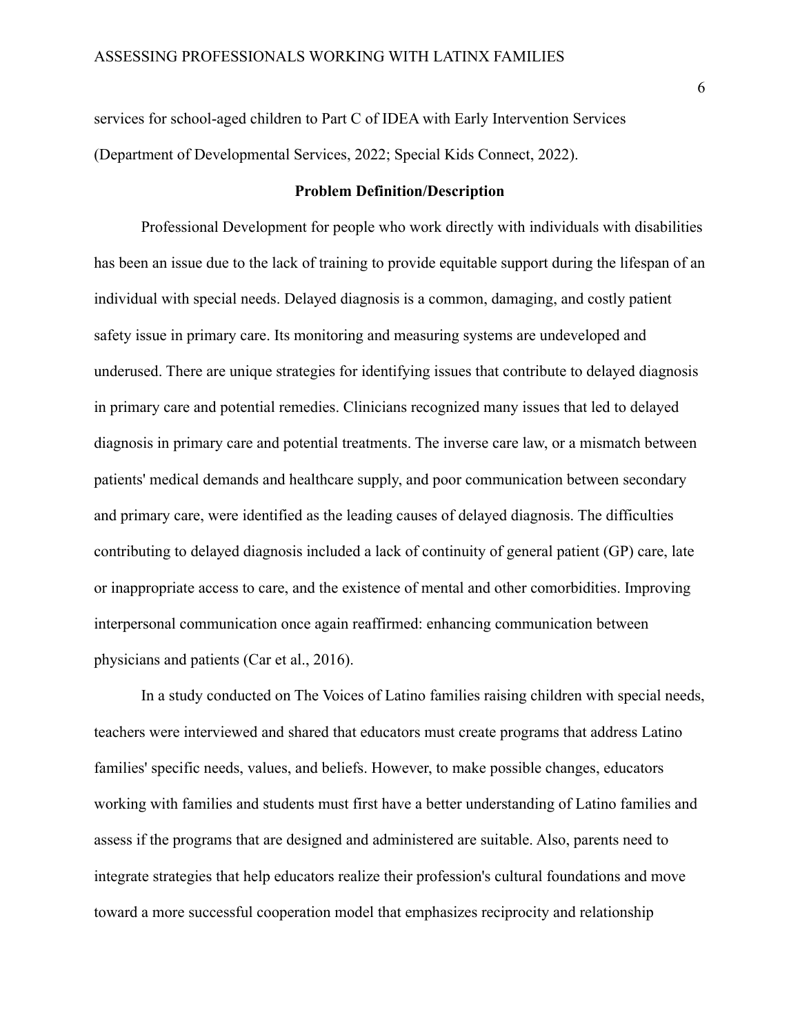services for school-aged children to Part C of IDEA with Early Intervention Services (Department of Developmental Services, 2022; Special Kids Connect, 2022).

## Problem Definition/Description

Professional Development for people who work directly with individuals with disabilities has been an issue due to the lack of training to provide equitable support during the lifespan of an individual with special needs. Delayed diagnosis is a common, damaging, and costly patient safety issue in primary care. Its monitoring and measuring systems are undeveloped and underused. There are unique strategies for identifying issues that contribute to delayed diagnosis in primary care and potential remedies. Clinicians recognized many issues that led to delayed diagnosis in primary care and potential treatments. The inverse care law, or a mismatch between patients' medical demands and healthcare supply, and poor communication between secondary and primary care, were identified as the leading causes of delayed diagnosis. The difficulties contributing to delayed diagnosis included a lack of continuity of general patient (GP) care, late or inappropriate access to care, and the existence of mental and other comorbidities. Improving interpersonal communication once again reaffirmed: enhancing communication between physicians and patients (Car et al., 2016).

In a study conducted on The Voices of Latino families raising children with special needs, teachers were interviewed and shared that educators must create programs that address Latino families' specific needs, values, and beliefs. However, to make possible changes, educators working with families and students must first have a better understanding of Latino families and assess if the programs that are designed and administered are suitable. Also, parents need to integrate strategies that help educators realize their profession's cultural foundations and move toward a more successful cooperation model that emphasizes reciprocity and relationship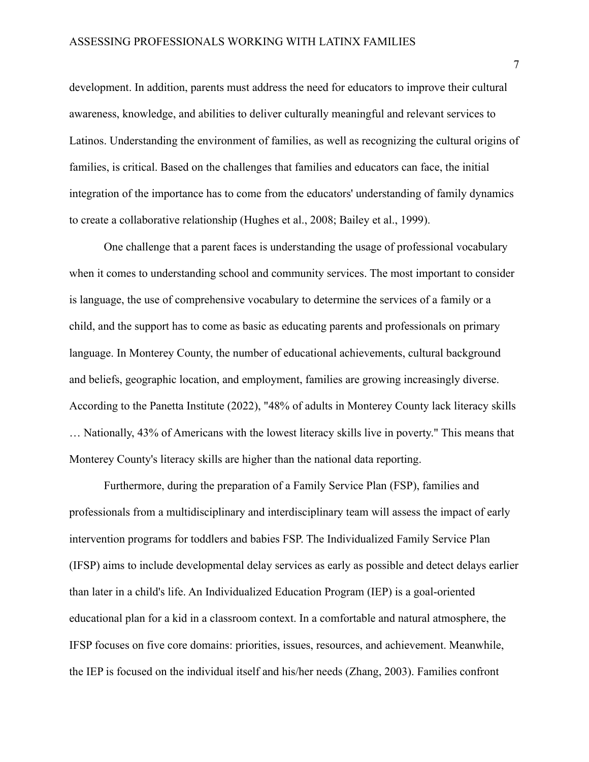development. In addition, parents must address the need for educators to improve their cultural awareness, knowledge, and abilities to deliver culturally meaningful and relevant services to Latinos. Understanding the environment of families, as well as recognizing the cultural origins of families, is critical. Based on the challenges that families and educators can face, the initial integration of the importance has to come from the educators' understanding of family dynamics to create a collaborative relationship (Hughes et al., 2008; Bailey et al., 1999).

One challenge that a parent faces is understanding the usage of professional vocabulary when it comes to understanding school and community services. The most important to consider is language, the use of comprehensive vocabulary to determine the services of a family or a child, and the support has to come as basic as educating parents and professionals on primary language. In Monterey County, the number of educational achievements, cultural background and beliefs, geographic location, and employment, families are growing increasingly diverse. According to the Panetta Institute (2022), "48% of adults in Monterey County lack literacy skills … Nationally, 43% of Americans with the lowest literacy skills live in poverty." This means that Monterey County's literacy skills are higher than the national data reporting.

Furthermore, during the preparation of a Family Service Plan (FSP), families and professionals from a multidisciplinary and interdisciplinary team will assess the impact of early intervention programs for toddlers and babies FSP. The Individualized Family Service Plan (IFSP) aims to include developmental delay services as early as possible and detect delays earlier than later in a child's life. An Individualized Education Program (IEP) is a goal-oriented educational plan for a kid in a classroom context. In a comfortable and natural atmosphere, the IFSP focuses on five core domains: priorities, issues, resources, and achievement. Meanwhile, the IEP is focused on the individual itself and his/her needs (Zhang, 2003). Families confront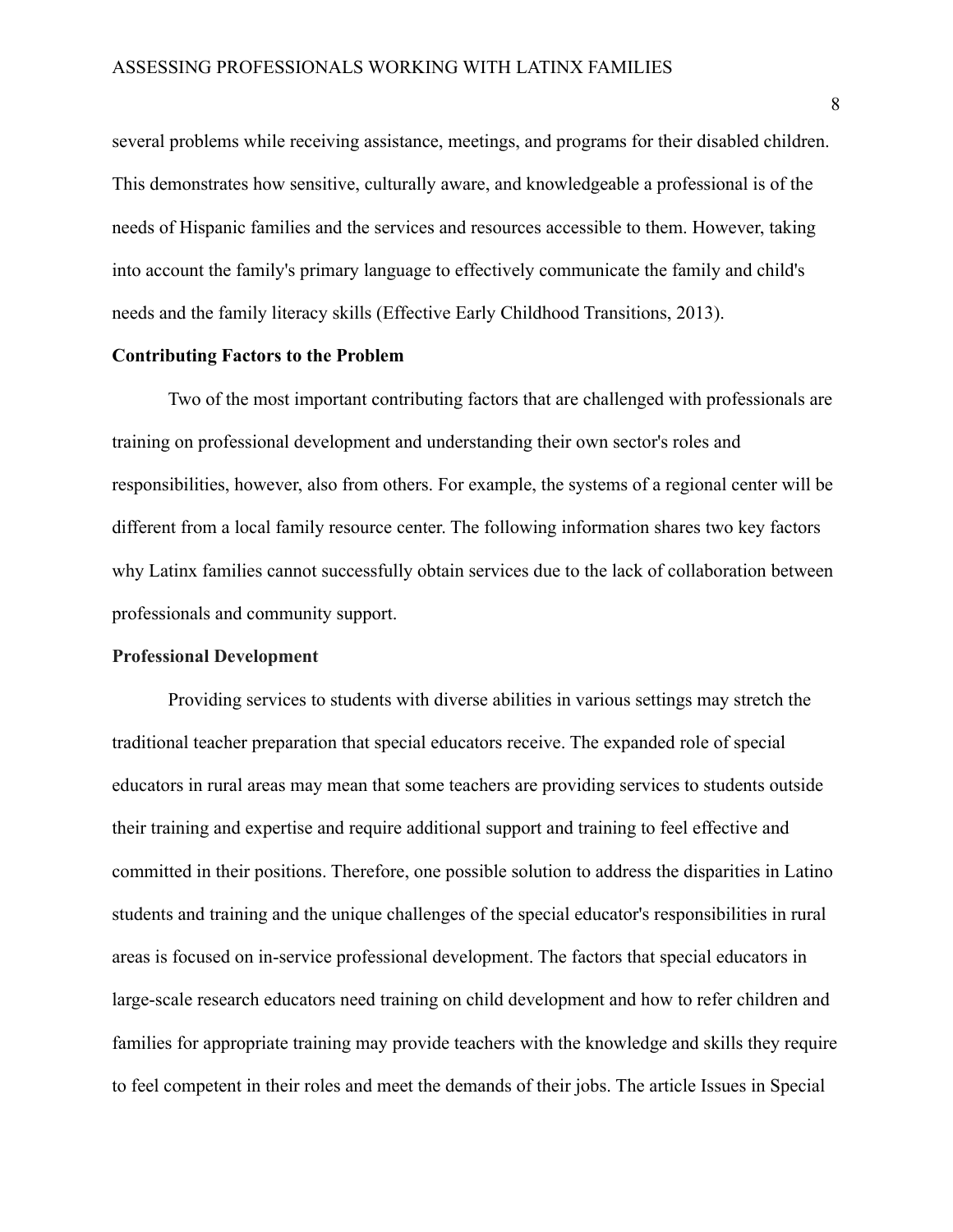several problems while receiving assistance, meetings, and programs for their disabled children. This demonstrates how sensitive, culturally aware, and knowledgeable a professional is of the needs of Hispanic families and the services and resources accessible to them. However, taking into account the family's primary language to effectively communicate the family and child's needs and the family literacy skills (Effective Early Childhood Transitions, 2013).

**Contributing Factors to the Problem**

Two of the most important contributing factors that are challenged with professionals are training on professional development and understanding their own sector's roles and responsibilities, however, also from others. For example, the systems of a regional center will be different from a local family resource center. The following information shares two key factors why Latinx families cannot successfully obtain services due to the lack of collaboration between professionals and community support.

**Professional Development**

Providing services to students with diverse abilities in various settings may stretch the traditional teacher preparation that special educators receive. The expanded role of special educators in rural areas may mean that some teachers are providing services to students outside their training and expertise and require additional support and training to feel effective and committed in their positions. Therefore, one possible solution to address the disparities in Latino students and training and the unique challenges of the special educator's responsibilities in rural areas is focused on in-service professional development. The factors that special educators in large-scale research educators need training on child development and how to refer children and families for appropriate training may provide teachers with the knowledge and skills they require to feel competent in their roles and meet the demands of their jobs. The article Issues in Special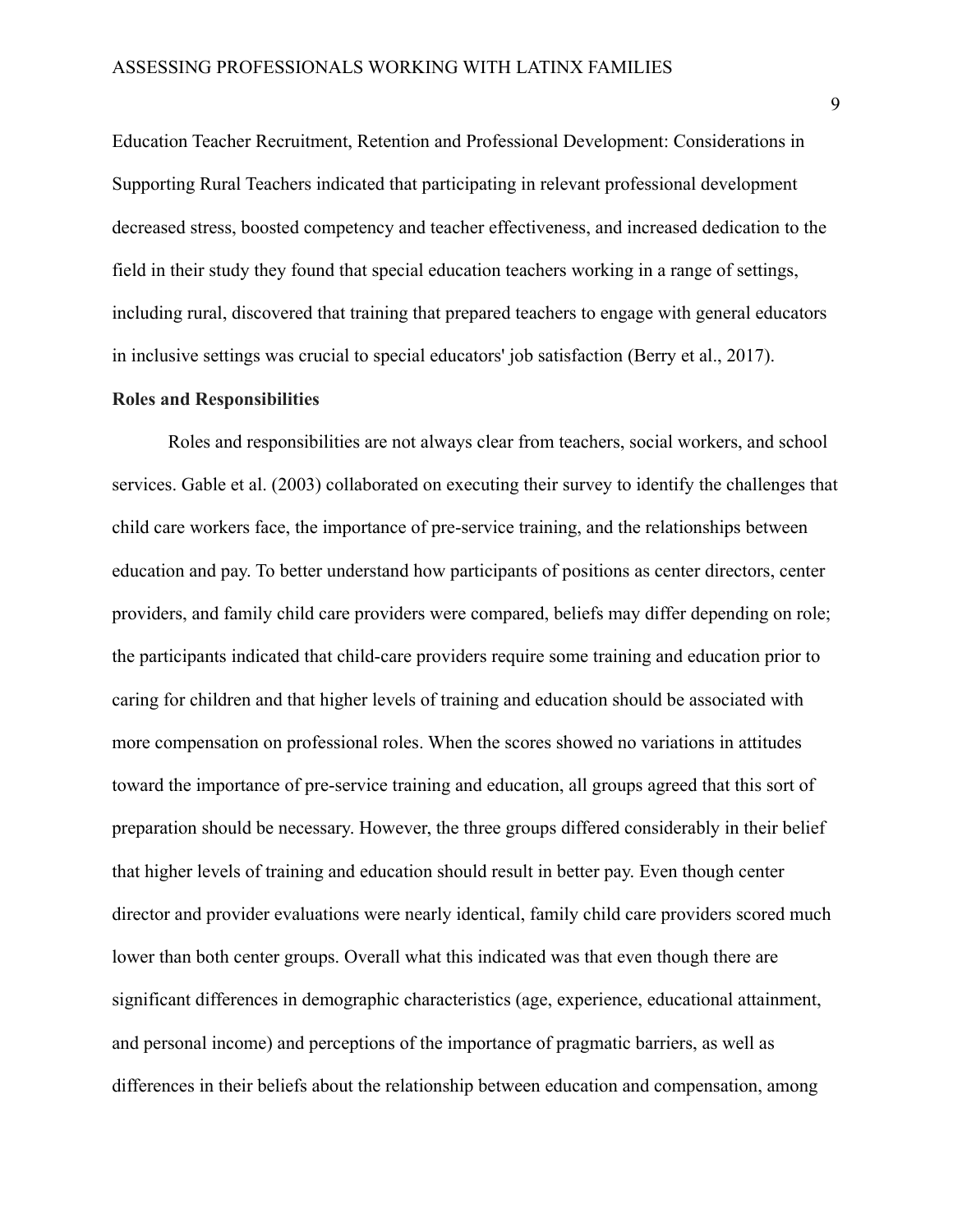Education Teacher Recruitment, Retention and Professional Development: Considerations in Supporting Rural Teachers indicated that participating in relevant professional development decreased stress, boosted competency and teacher effectiveness, and increased dedication to the field in their study they found that special education teachers working in a range of settings, including rural, discovered that training that prepared teachers to engage with general educators in inclusive settings was crucial to special educators' job satisfaction (Berry et al., 2017).

**Roles and Responsibilities**

Roles and responsibilities are not always clear from teachers, social workers, and school services. Gable et al. (2003) collaborated on executing their survey to identify the challenges that child care workers face, the importance of pre-service training, and the relationships between education and pay. To better understand how participants of positions as center directors, center providers, and family child care providers were compared, beliefs may differ depending on role; the participants indicated that child-care providers require some training and education prior to caring for children and that higher levels of training and education should be associated with more compensation on professional roles. When the scores showed no variations in attitudes toward the importance of pre-service training and education, all groups agreed that this sort of preparation should be necessary. However, the three groups differed considerably in their belief that higher levels of training and education should result in better pay. Even though center director and provider evaluations were nearly identical, family child care providers scored much lower than both center groups. Overall what this indicated was that even though there are significant differences in demographic characteristics (age, experience, educational attainment, and personal income) and perceptions of the importance of pragmatic barriers, as well as differences in their beliefs about the relationship between education and compensation, among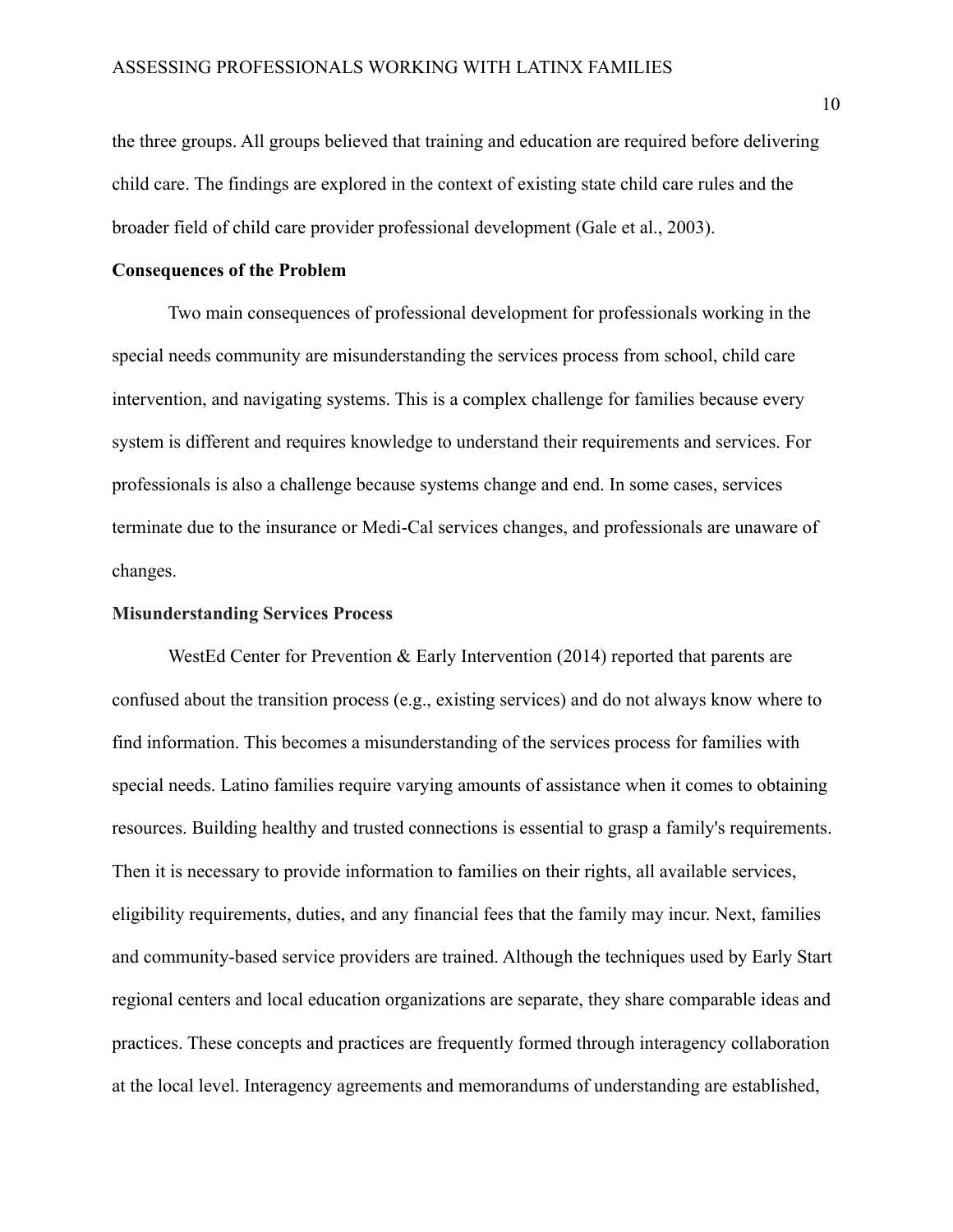the three groups. All groups believed that training and education are required before delivering child care. The findings are explored in the context of existing state child care rules and the broader field of child care provider professional development (Gale et al., 2003).

**Consequences of the Problem**

Two main consequences of professional development for professionals working in the special needs community are misunderstanding the services process from school, child care intervention, and navigating systems. This is a complex challenge for families because every system is different and requires knowledge to understand their requirements and services. For professionals is also a challenge because systems change and end. In some cases, services terminate due to the insurance or Medi-Cal services changes, and professionals are unaware of changes.

**Misunderstanding Services Process**

WestEd Center for Prevention & Early Intervention (2014) reported that parents are confused about the transition process (e.g., existing services) and do not always know where to find information. This becomes a misunderstanding of the services process for families with special needs. Latino families require varying amounts of assistance when it comes to obtaining resources. Building healthy and trusted connections is essential to grasp a family's requirements. Then it is necessary to provide information to families on their rights, all available services, eligibility requirements, duties, and any financial fees that the family may incur. Next, families and community-based service providers are trained. Although the techniques used by Early Start regional centers and local education organizations are separate, they share comparable ideas and practices. These concepts and practices are frequently formed through interagency collaboration at the local level. Interagency agreements and memorandums of understanding are established,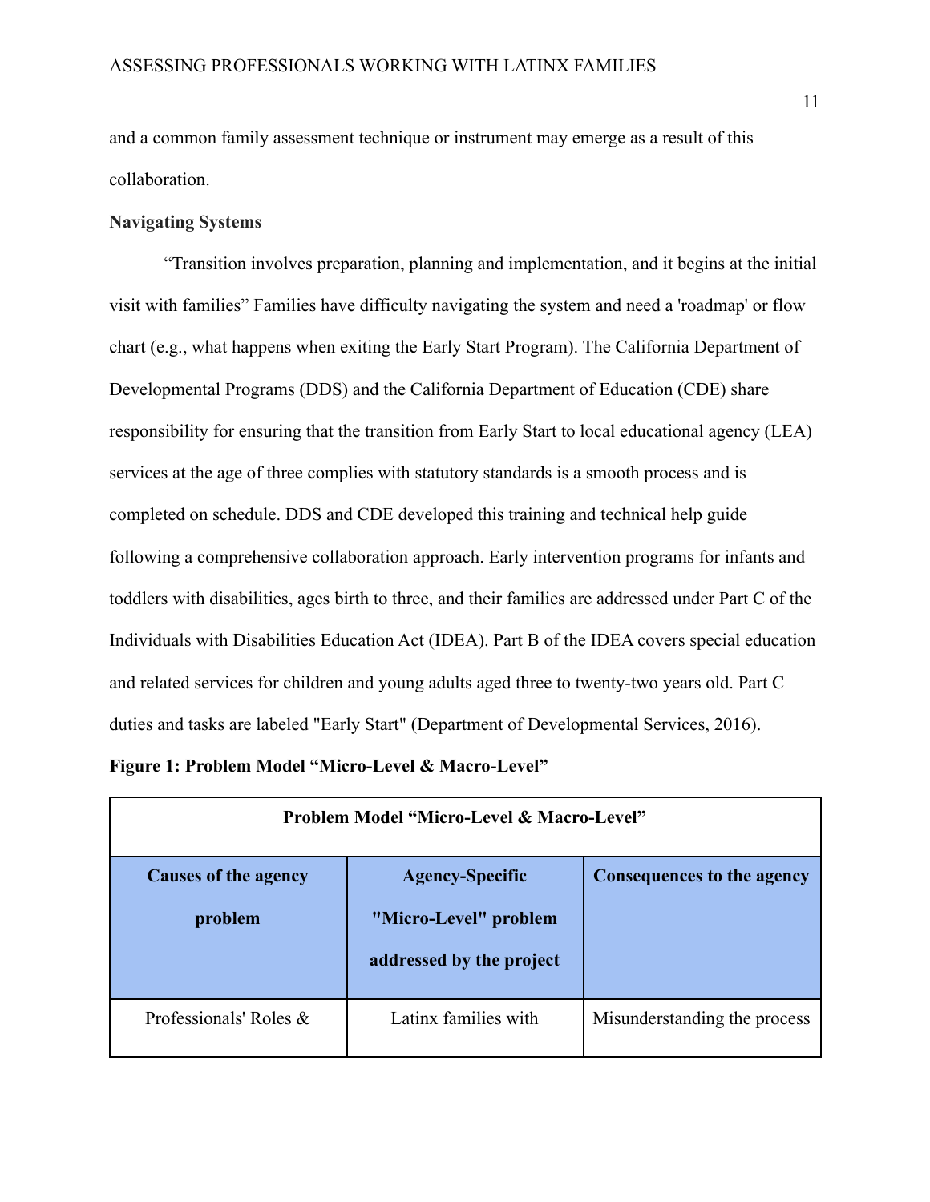and a common family assessment technique or instrument may emerge as a result of this collaboration.

**Navigating Systems**

"Transition involves preparation, planning and implementation, and it begins at the initial visit with families" Families have difficulty navigating the system and need a 'roadmap' or flow chart (e.g., what happens when exiting the Early Start Program). The California Department of Developmental Programs (DDS) and the California Department of Education (CDE) share responsibility for ensuring that the transition from Early Start to local educational agency (LEA) services at the age of three complies with statutory standards is a smooth process and is completed on schedule. DDS and CDE developed this training and technical help guide following a comprehensive collaboration approach. Early intervention programs for infants and toddlers with disabilities, ages birth to three, and their families are addressed under Part C of the Individuals with Disabilities Education Act (IDEA). Part B of the IDEA covers special education and related services for children and young adults aged three to twenty-two years old. Part C duties and tasks are labeled "Early Start" (Department of Developmental Services, 2016).

**Figure 1: Problem Model "Micro-Level & Macro-Level"**

| **Problem Model "Micro-Level & Macro-Level"** | | |
|---|---|---|
| **Causes of the agency problem** | **Agency-Specific "Micro-Level" problem addressed by the project** | **Consequences to the agency** |
| Professionals' Roles & | Latinx families with | Misunderstanding the process |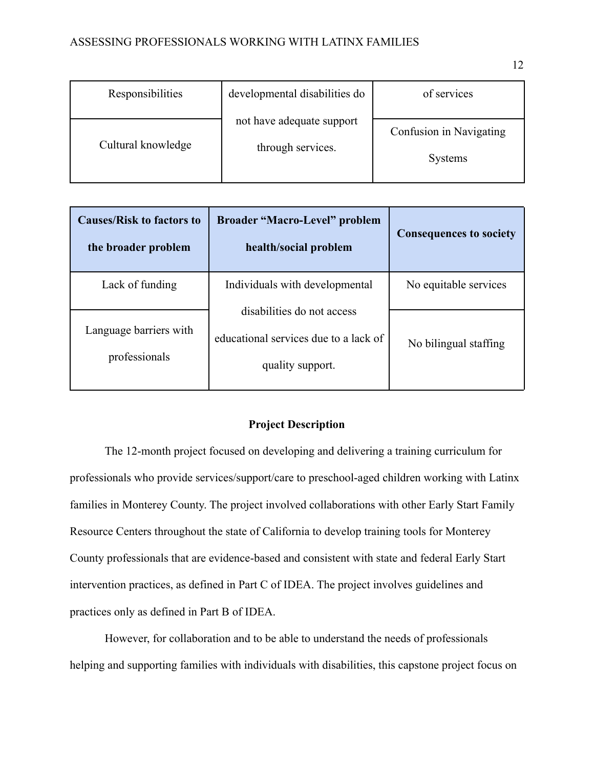| Responsibilities | developmental disabilities do not have adequate support through services. | of services |
| --- | --- | --- |
| Cultural knowledge | | Confusion in Navigating Systems |

| **Causes/Risk to factors to the broader problem** | **Broader "Macro-Level" problem health/social problem** | **Consequences to society** |
| --- | --- | --- |
| Lack of funding | Individuals with developmental disabilities do not access educational services due to a lack of quality support. | No equitable services |
| Language barriers with professionals | | No bilingual staffing |

**Project Description**

The 12-month project focused on developing and delivering a training curriculum for professionals who provide services/support/care to preschool-aged children working with Latinx families in Monterey County. The project involved collaborations with other Early Start Family Resource Centers throughout the state of California to develop training tools for Monterey County professionals that are evidence-based and consistent with state and federal Early Start intervention practices, as defined in Part C of IDEA. The project involves guidelines and practices only as defined in Part B of IDEA.

However, for collaboration and to be able to understand the needs of professionals helping and supporting families with individuals with disabilities, this capstone project focus on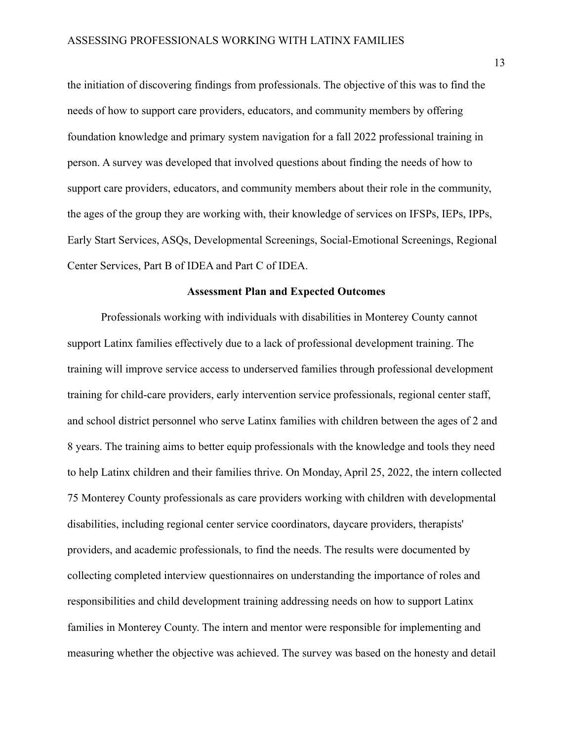the initiation of discovering findings from professionals. The objective of this was to find the needs of how to support care providers, educators, and community members by offering foundation knowledge and primary system navigation for a fall 2022 professional training in person. A survey was developed that involved questions about finding the needs of how to support care providers, educators, and community members about their role in the community, the ages of the group they are working with, their knowledge of services on IFSPs, IEPs, IPPs, Early Start Services, ASQs, Developmental Screenings, Social-Emotional Screenings, Regional Center Services, Part B of IDEA and Part C of IDEA.

## Assessment Plan and Expected Outcomes

Professionals working with individuals with disabilities in Monterey County cannot support Latinx families effectively due to a lack of professional development training. The training will improve service access to underserved families through professional development training for child-care providers, early intervention service professionals, regional center staff, and school district personnel who serve Latinx families with children between the ages of 2 and 8 years. The training aims to better equip professionals with the knowledge and tools they need to help Latinx children and their families thrive. On Monday, April 25, 2022, the intern collected 75 Monterey County professionals as care providers working with children with developmental disabilities, including regional center service coordinators, daycare providers, therapists' providers, and academic professionals, to find the needs. The results were documented by collecting completed interview questionnaires on understanding the importance of roles and responsibilities and child development training addressing needs on how to support Latinx families in Monterey County. The intern and mentor were responsible for implementing and measuring whether the objective was achieved. The survey was based on the honesty and detail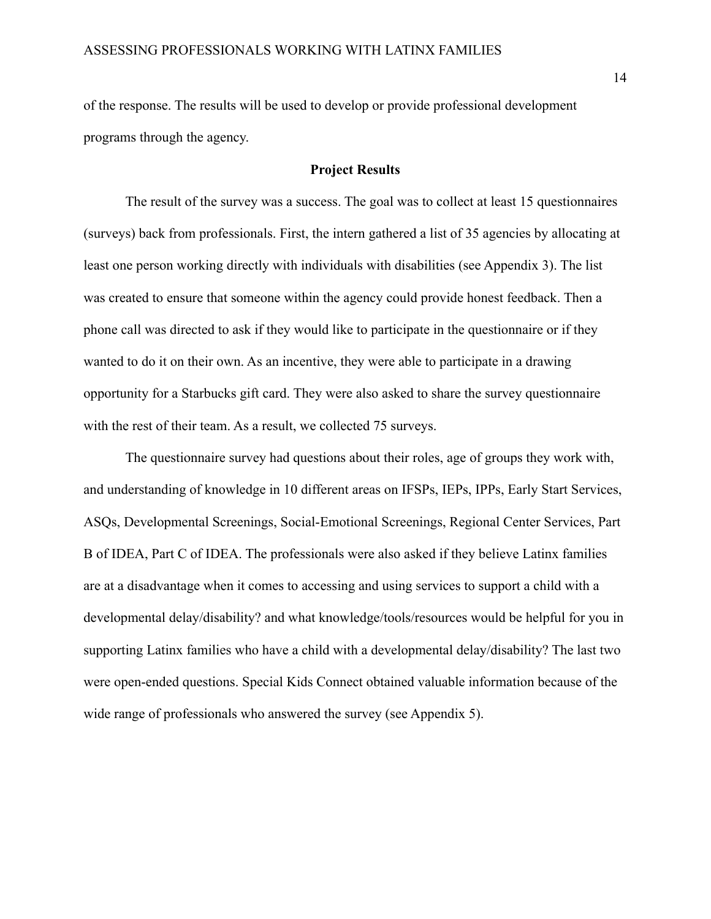of the response. The results will be used to develop or provide professional development programs through the agency.

## Project Results

The result of the survey was a success. The goal was to collect at least 15 questionnaires (surveys) back from professionals. First, the intern gathered a list of 35 agencies by allocating at least one person working directly with individuals with disabilities (see Appendix 3). The list was created to ensure that someone within the agency could provide honest feedback. Then a phone call was directed to ask if they would like to participate in the questionnaire or if they wanted to do it on their own. As an incentive, they were able to participate in a drawing opportunity for a Starbucks gift card. They were also asked to share the survey questionnaire with the rest of their team. As a result, we collected 75 surveys.

The questionnaire survey had questions about their roles, age of groups they work with, and understanding of knowledge in 10 different areas on IFSPs, IEPs, IPPs, Early Start Services, ASQs, Developmental Screenings, Social-Emotional Screenings, Regional Center Services, Part B of IDEA, Part C of IDEA. The professionals were also asked if they believe Latinx families are at a disadvantage when it comes to accessing and using services to support a child with a developmental delay/disability? and what knowledge/tools/resources would be helpful for you in supporting Latinx families who have a child with a developmental delay/disability? The last two were open-ended questions. Special Kids Connect obtained valuable information because of the wide range of professionals who answered the survey (see Appendix 5).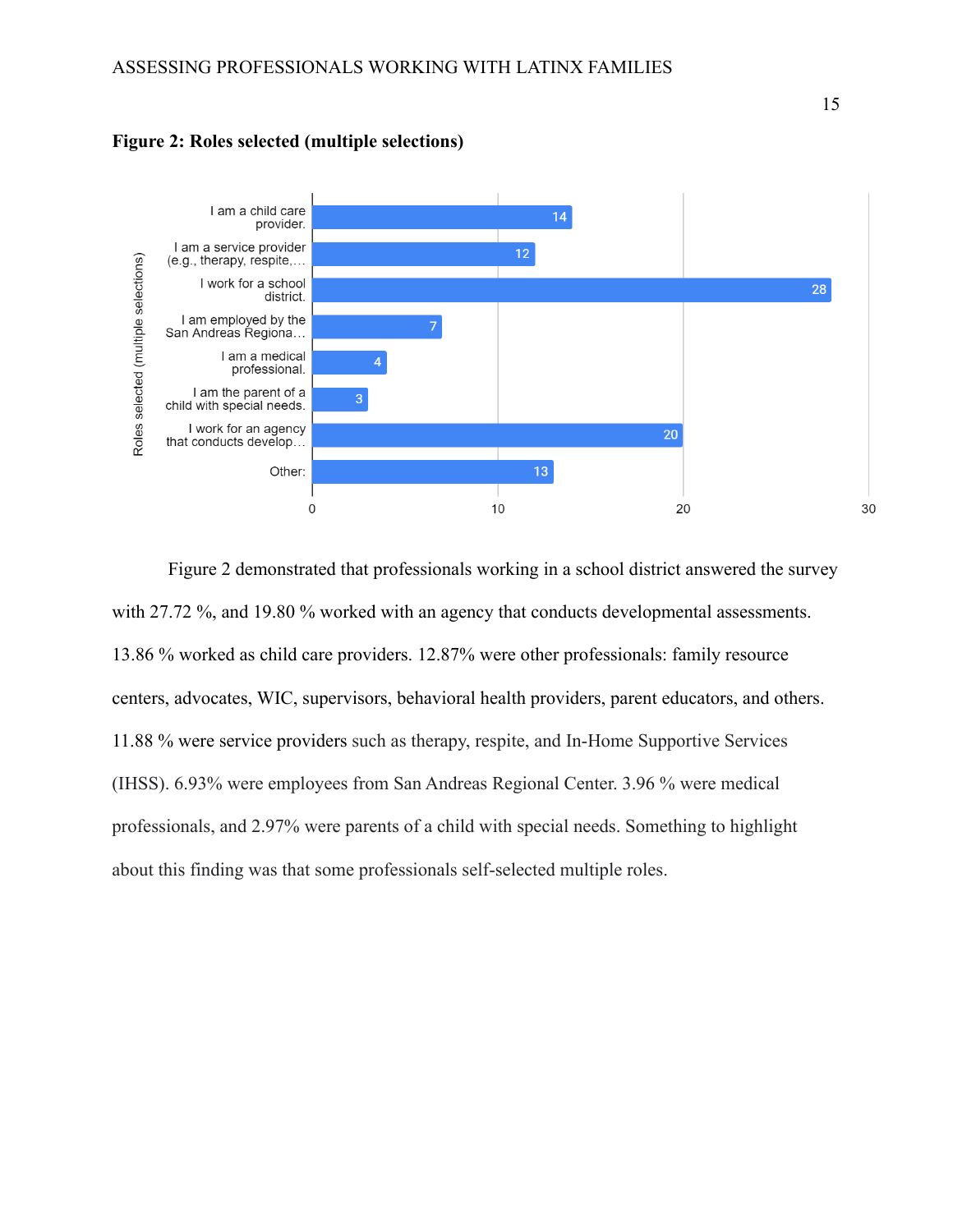**Figure 2: Roles selected (multiple selections)**

| Roles selected (multiple selections) | Count |
|---|---|
| I am a child care provider. | 14 |
| I am a service provider (e.g., therapy, respite,… | 12 |
| I work for a school district. | 28 |
| I am employed by the San Andreas Regiona… | 7 |
| I am a medical professional. | 4 |
| I am the parent of a child with special needs. | 3 |
| I work for an agency that conducts develop… | 20 |
| Other: | 13 |

Figure 2 demonstrated that professionals working in a school district answered the survey with 27.72 %, and 19.80 % worked with an agency that conducts developmental assessments. 13.86 % worked as child care providers. 12.87% were other professionals: family resource centers, advocates, WIC, supervisors, behavioral health providers, parent educators, and others. 11.88 % were service providers such as therapy, respite, and In-Home Supportive Services (IHSS). 6.93% were employees from San Andreas Regional Center. 3.96 % were medical professionals, and 2.97% were parents of a child with special needs. Something to highlight about this finding was that some professionals self-selected multiple roles.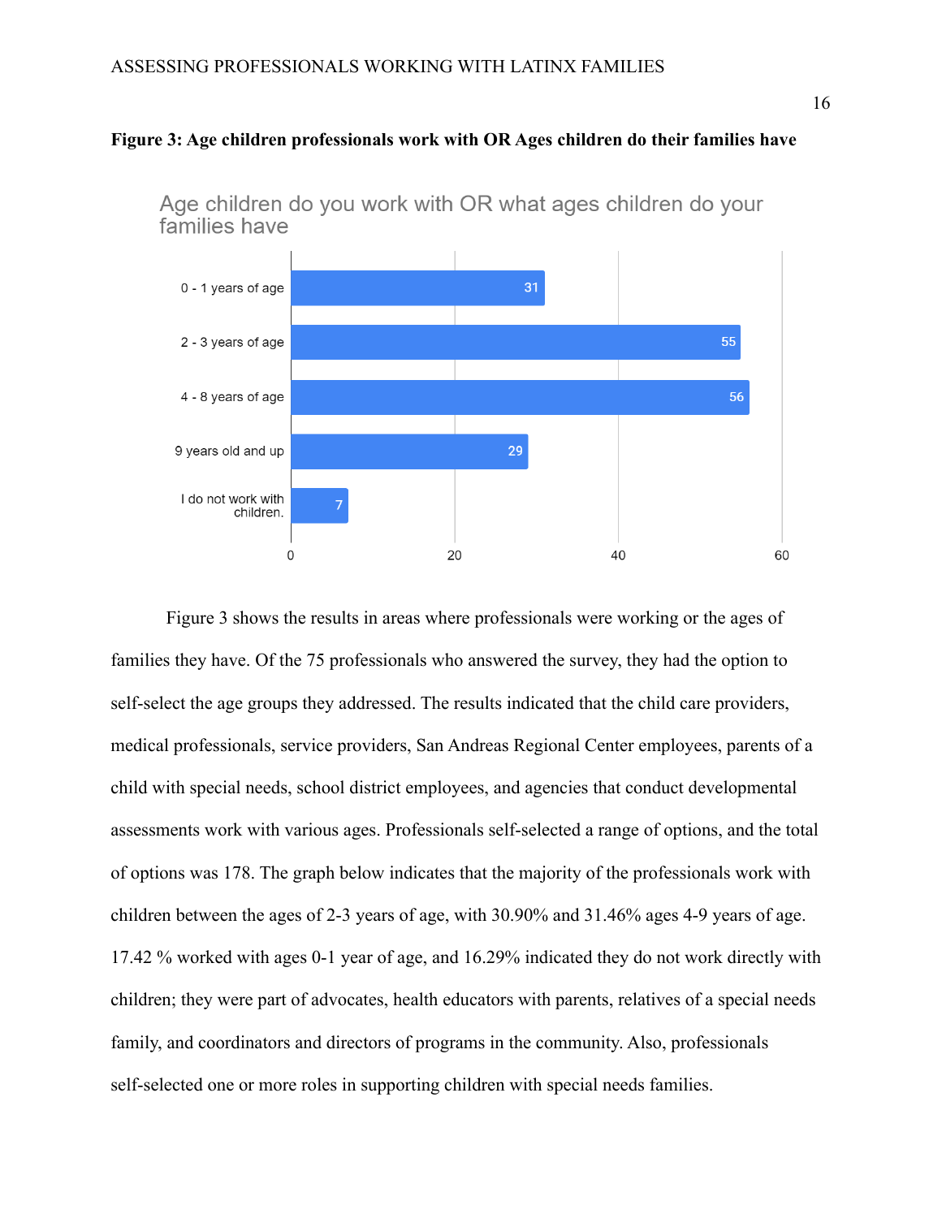**Figure 3: Age children professionals work with OR Ages children do their families have**

Age children do you work with OR what ages children do your families have

| Age | Count |
|---|---|
| 0 - 1 years of age | 31 |
| 2 - 3 years of age | 55 |
| 4 - 8 years of age | 56 |
| 9 years old and up | 29 |
| I do not work with children. | 7 |

Figure 3 shows the results in areas where professionals were working or the ages of families they have. Of the 75 professionals who answered the survey, they had the option to self-select the age groups they addressed. The results indicated that the child care providers, medical professionals, service providers, San Andreas Regional Center employees, parents of a child with special needs, school district employees, and agencies that conduct developmental assessments work with various ages. Professionals self-selected a range of options, and the total of options was 178. The graph below indicates that the majority of the professionals work with children between the ages of 2-3 years of age, with 30.90% and 31.46% ages 4-9 years of age. 17.42 % worked with ages 0-1 year of age, and 16.29% indicated they do not work directly with children; they were part of advocates, health educators with parents, relatives of a special needs family, and coordinators and directors of programs in the community. Also, professionals self-selected one or more roles in supporting children with special needs families.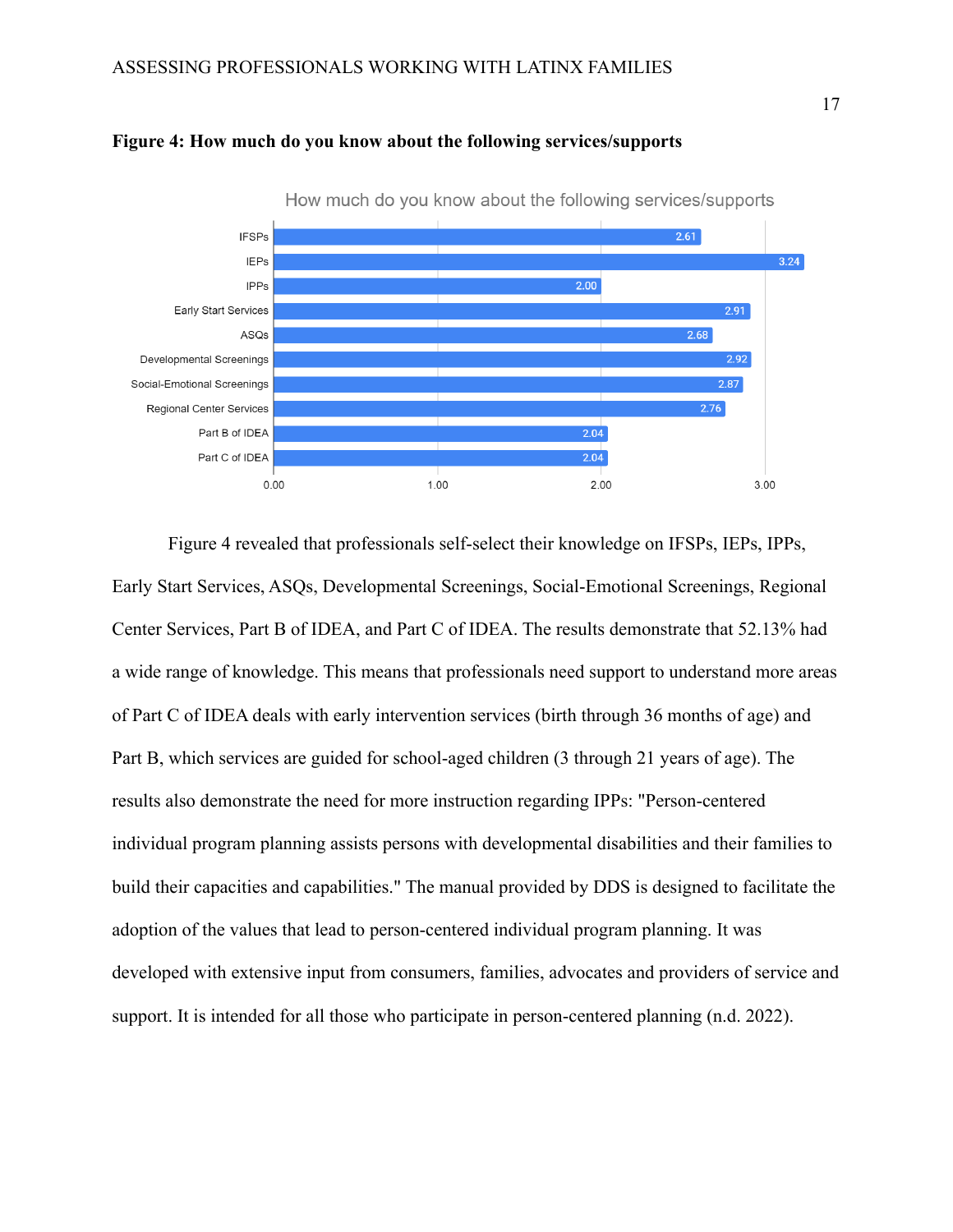**Figure 4: How much do you know about the following services/supports**

| How much do you know about the following services/supports | |
|---|---|
| IFSPs | 2.61 |
| IEPs | 3.24 |
| IPPs | 2.00 |
| Early Start Services | 2.91 |
| ASQs | 2.68 |
| Developmental Screenings | 2.92 |
| Social-Emotional Screenings | 2.87 |
| Regional Center Services | 2.76 |
| Part B of IDEA | 2.04 |
| Part C of IDEA | 2.04 |

Figure 4 revealed that professionals self-select their knowledge on IFSPs, IEPs, IPPs, Early Start Services, ASQs, Developmental Screenings, Social-Emotional Screenings, Regional Center Services, Part B of IDEA, and Part C of IDEA. The results demonstrate that 52.13% had a wide range of knowledge. This means that professionals need support to understand more areas of Part C of IDEA deals with early intervention services (birth through 36 months of age) and Part B, which services are guided for school-aged children (3 through 21 years of age). The results also demonstrate the need for more instruction regarding IPPs: "Person-centered individual program planning assists persons with developmental disabilities and their families to build their capacities and capabilities." The manual provided by DDS is designed to facilitate the adoption of the values that lead to person-centered individual program planning. It was developed with extensive input from consumers, families, advocates and providers of service and support. It is intended for all those who participate in person-centered planning (n.d. 2022).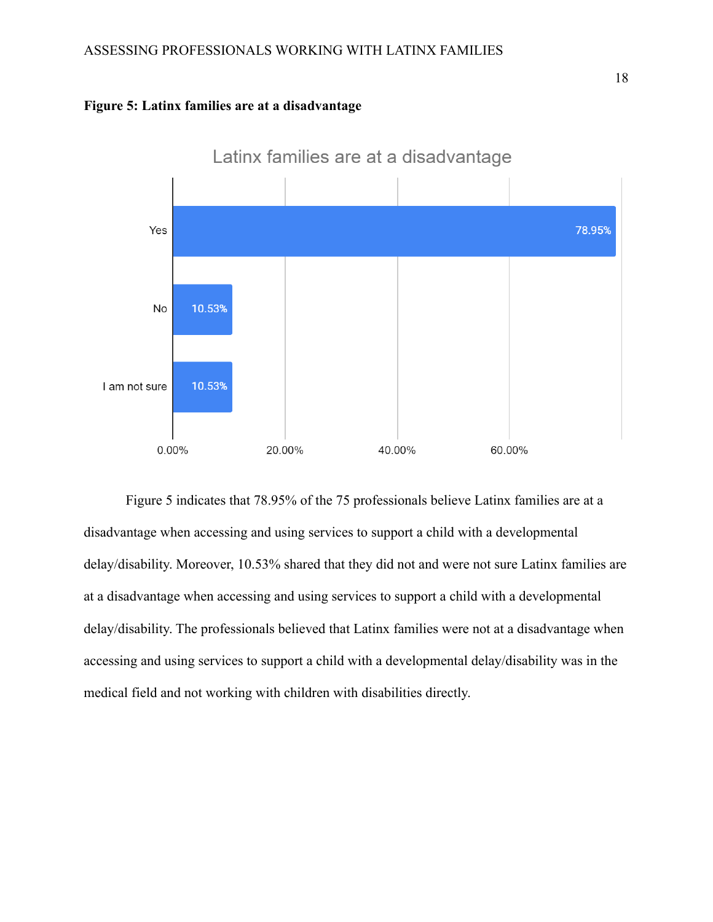**Figure 5: Latinx families are at a disadvantage**

Figure 5 indicates that 78.95% of the 75 professionals believe Latinx families are at a disadvantage when accessing and using services to support a child with a developmental delay/disability. Moreover, 10.53% shared that they did not and were not sure Latinx families are at a disadvantage when accessing and using services to support a child with a developmental delay/disability. The professionals believed that Latinx families were not at a disadvantage when accessing and using services to support a child with a developmental delay/disability was in the medical field and not working with children with disabilities directly.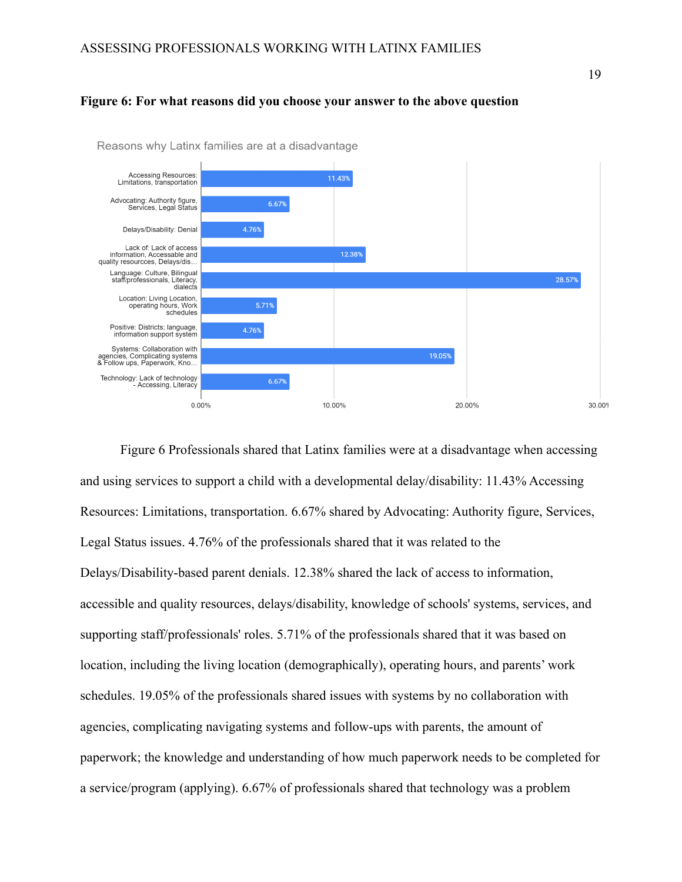**Figure 6: For what reasons did you choose your answer to the above question**

Reasons why Latinx families are at a disadvantage

| Reason | Percentage |
| --- | --- |
| Accessing Resources: Limitations, transportation | 11.43% |
| Advocating: Authority figure, Services, Legal Status | 6.67% |
| Delays/Disability: Denial | 4.76% |
| Lack of: Lack of access information, Accessable and quality resourcces, Delays/dis… | 12.38% |
| Language: Culture, Bilingual staff/professionals, Literacy, dialects | 28.57% |
| Location: Living Location, operating hours, Work schedules | 5.71% |
| Positive: Districts; language, information support system | 4.76% |
| Systems: Collaboration with agencies, Complicating systems & Follow ups, Paperwork, Kno… | 19.05% |
| Technology: Lack of technology - Accessing, Literacy | 6.67% |

Figure 6 Professionals shared that Latinx families were at a disadvantage when accessing and using services to support a child with a developmental delay/disability: 11.43% Accessing Resources: Limitations, transportation. 6.67% shared by Advocating: Authority figure, Services, Legal Status issues. 4.76% of the professionals shared that it was related to the Delays/Disability-based parent denials. 12.38% shared the lack of access to information, accessible and quality resources, delays/disability, knowledge of schools' systems, services, and supporting staff/professionals' roles. 5.71% of the professionals shared that it was based on location, including the living location (demographically), operating hours, and parents' work schedules. 19.05% of the professionals shared issues with systems by no collaboration with agencies, complicating navigating systems and follow-ups with parents, the amount of paperwork; the knowledge and understanding of how much paperwork needs to be completed for a service/program (applying). 6.67% of professionals shared that technology was a problem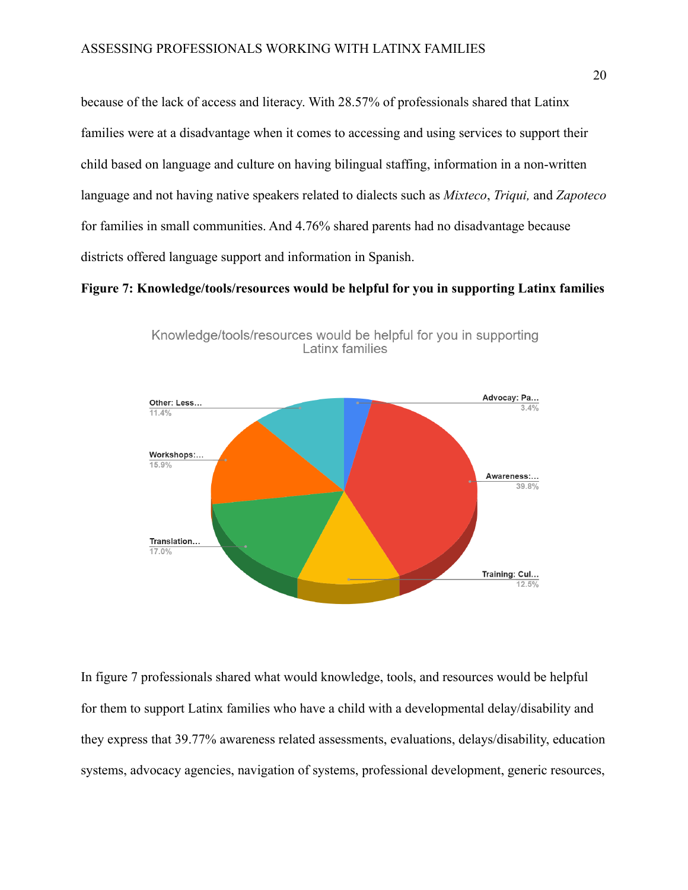because of the lack of access and literacy. With 28.57% of professionals shared that Latinx families were at a disadvantage when it comes to accessing and using services to support their child based on language and culture on having bilingual staffing, information in a non-written language and not having native speakers related to dialects such as *Mixteco*, *Triqui,* and *Zapoteco* for families in small communities. And 4.76% shared parents had no disadvantage because districts offered language support and information in Spanish.

**Figure 7: Knowledge/tools/resources would be helpful for you in supporting Latinx families**

Knowledge/tools/resources would be helpful for you in supporting Latinx families

| Category | Percentage |
| --- | --- |
| Advocay: Pa... | 3.4% |
| Awareness:... | 39.8% |
| Training: Cul... | 12.5% |
| Translation... | 17.0% |
| Workshops:... | 15.9% |
| Other: Less... | 11.4% |

In figure 7 professionals shared what would knowledge, tools, and resources would be helpful for them to support Latinx families who have a child with a developmental delay/disability and they express that 39.77% awareness related assessments, evaluations, delays/disability, education systems, advocacy agencies, navigation of systems, professional development, generic resources,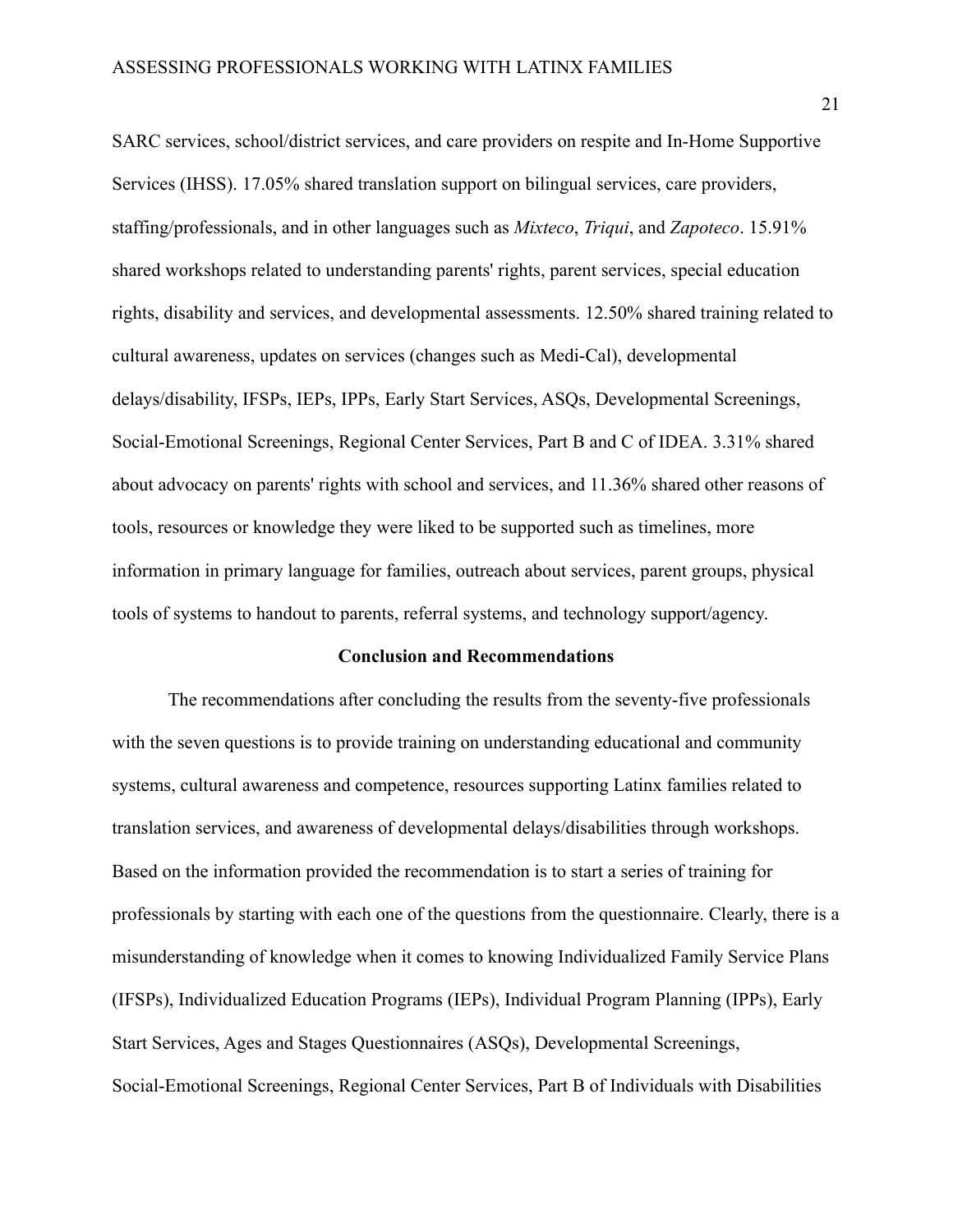SARC services, school/district services, and care providers on respite and In-Home Supportive Services (IHSS). 17.05% shared translation support on bilingual services, care providers, staffing/professionals, and in other languages such as *Mixteco*, *Triqui*, and *Zapoteco*. 15.91% shared workshops related to understanding parents' rights, parent services, special education rights, disability and services, and developmental assessments. 12.50% shared training related to cultural awareness, updates on services (changes such as Medi-Cal), developmental delays/disability, IFSPs, IEPs, IPPs, Early Start Services, ASQs, Developmental Screenings, Social-Emotional Screenings, Regional Center Services, Part B and C of IDEA. 3.31% shared about advocacy on parents' rights with school and services, and 11.36% shared other reasons of tools, resources or knowledge they were liked to be supported such as timelines, more information in primary language for families, outreach about services, parent groups, physical tools of systems to handout to parents, referral systems, and technology support/agency.

## Conclusion and Recommendations

The recommendations after concluding the results from the seventy-five professionals with the seven questions is to provide training on understanding educational and community systems, cultural awareness and competence, resources supporting Latinx families related to translation services, and awareness of developmental delays/disabilities through workshops. Based on the information provided the recommendation is to start a series of training for professionals by starting with each one of the questions from the questionnaire. Clearly, there is a misunderstanding of knowledge when it comes to knowing Individualized Family Service Plans (IFSPs), Individualized Education Programs (IEPs), Individual Program Planning (IPPs), Early Start Services, Ages and Stages Questionnaires (ASQs), Developmental Screenings, Social-Emotional Screenings, Regional Center Services, Part B of Individuals with Disabilities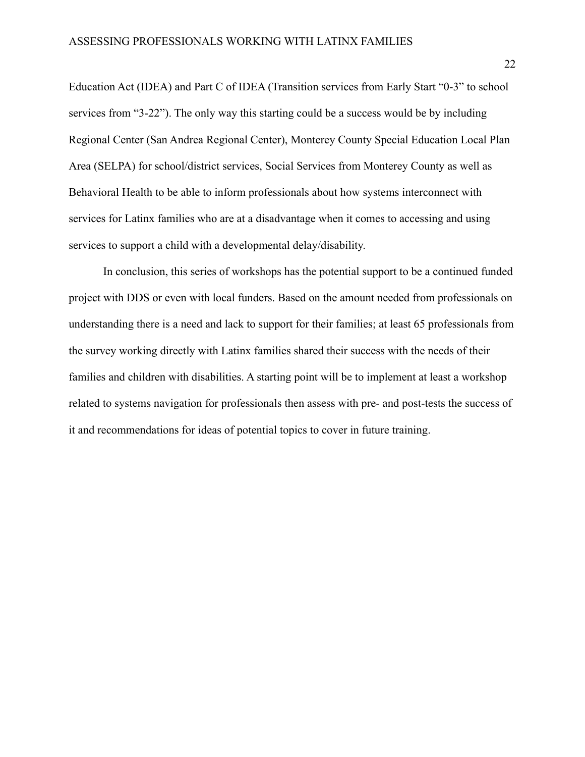Education Act (IDEA) and Part C of IDEA (Transition services from Early Start "0-3" to school services from "3-22"). The only way this starting could be a success would be by including Regional Center (San Andrea Regional Center), Monterey County Special Education Local Plan Area (SELPA) for school/district services, Social Services from Monterey County as well as Behavioral Health to be able to inform professionals about how systems interconnect with services for Latinx families who are at a disadvantage when it comes to accessing and using services to support a child with a developmental delay/disability.

In conclusion, this series of workshops has the potential support to be a continued funded project with DDS or even with local funders. Based on the amount needed from professionals on understanding there is a need and lack to support for their families; at least 65 professionals from the survey working directly with Latinx families shared their success with the needs of their families and children with disabilities. A starting point will be to implement at least a workshop related to systems navigation for professionals then assess with pre- and post-tests the success of it and recommendations for ideas of potential topics to cover in future training.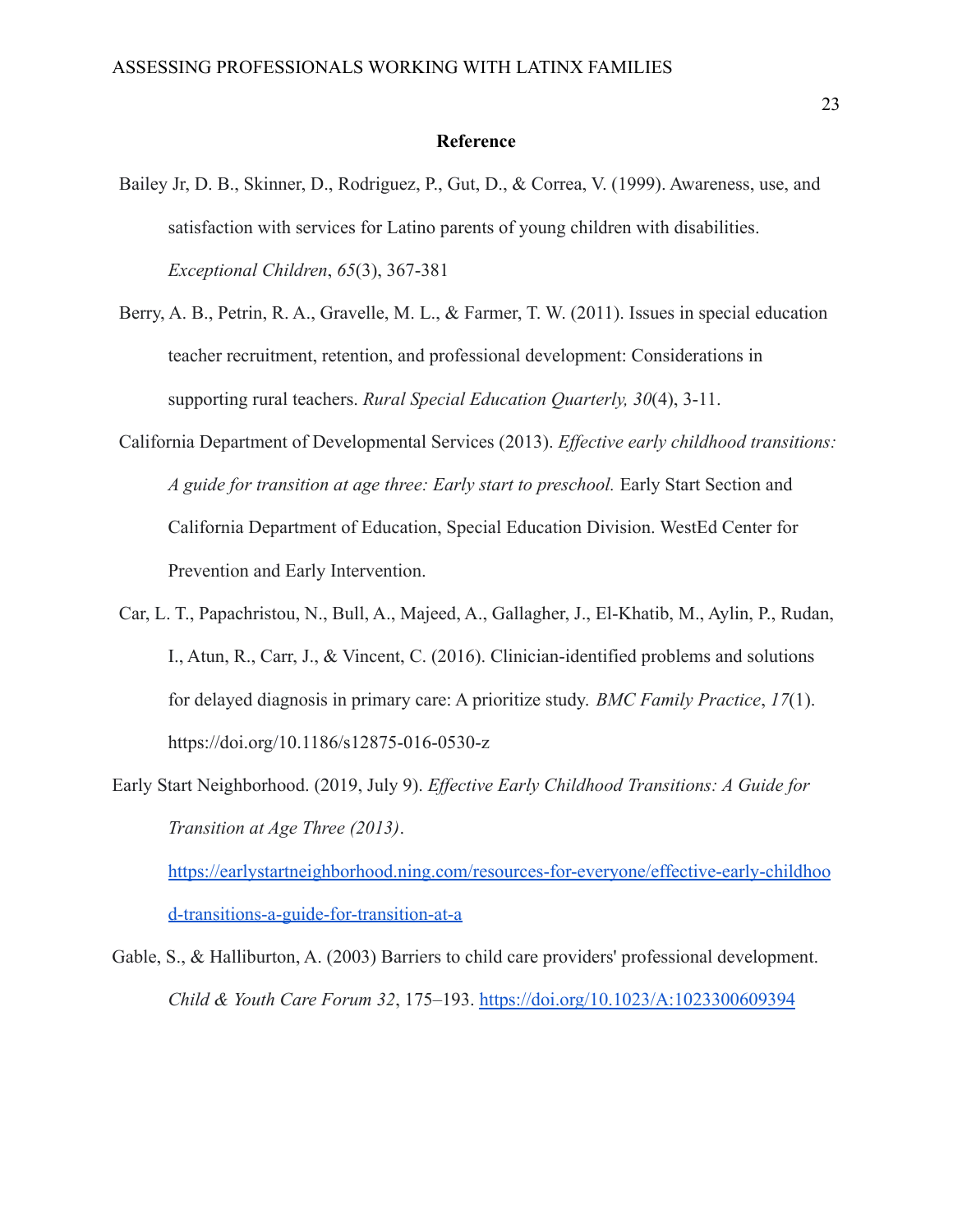## Reference

Bailey Jr, D. B., Skinner, D., Rodriguez, P., Gut, D., & Correa, V. (1999). Awareness, use, and satisfaction with services for Latino parents of young children with disabilities. *Exceptional Children*, *65*(3), 367-381

Berry, A. B., Petrin, R. A., Gravelle, M. L., & Farmer, T. W. (2011). Issues in special education teacher recruitment, retention, and professional development: Considerations in supporting rural teachers. *Rural Special Education Quarterly, 30*(4), 3-11.

California Department of Developmental Services (2013). *Effective early childhood transitions: A guide for transition at age three: Early start to preschool.* Early Start Section and California Department of Education, Special Education Division. WestEd Center for Prevention and Early Intervention.

Car, L. T., Papachristou, N., Bull, A., Majeed, A., Gallagher, J., El-Khatib, M., Aylin, P., Rudan, I., Atun, R., Carr, J., & Vincent, C. (2016). Clinician-identified problems and solutions for delayed diagnosis in primary care: A prioritize study. *BMC Family Practice*, *17*(1). https://doi.org/10.1186/s12875-016-0530-z

Early Start Neighborhood. (2019, July 9). *Effective Early Childhood Transitions: A Guide for Transition at Age Three (2013)*. https://earlystartneighborhood.ning.com/resources-for-everyone/effective-early-childhood-transitions-a-guide-for-transition-at-a

Gable, S., & Halliburton, A. (2003) Barriers to child care providers' professional development. *Child & Youth Care Forum 32*, 175–193. https://doi.org/10.1023/A:1023300609394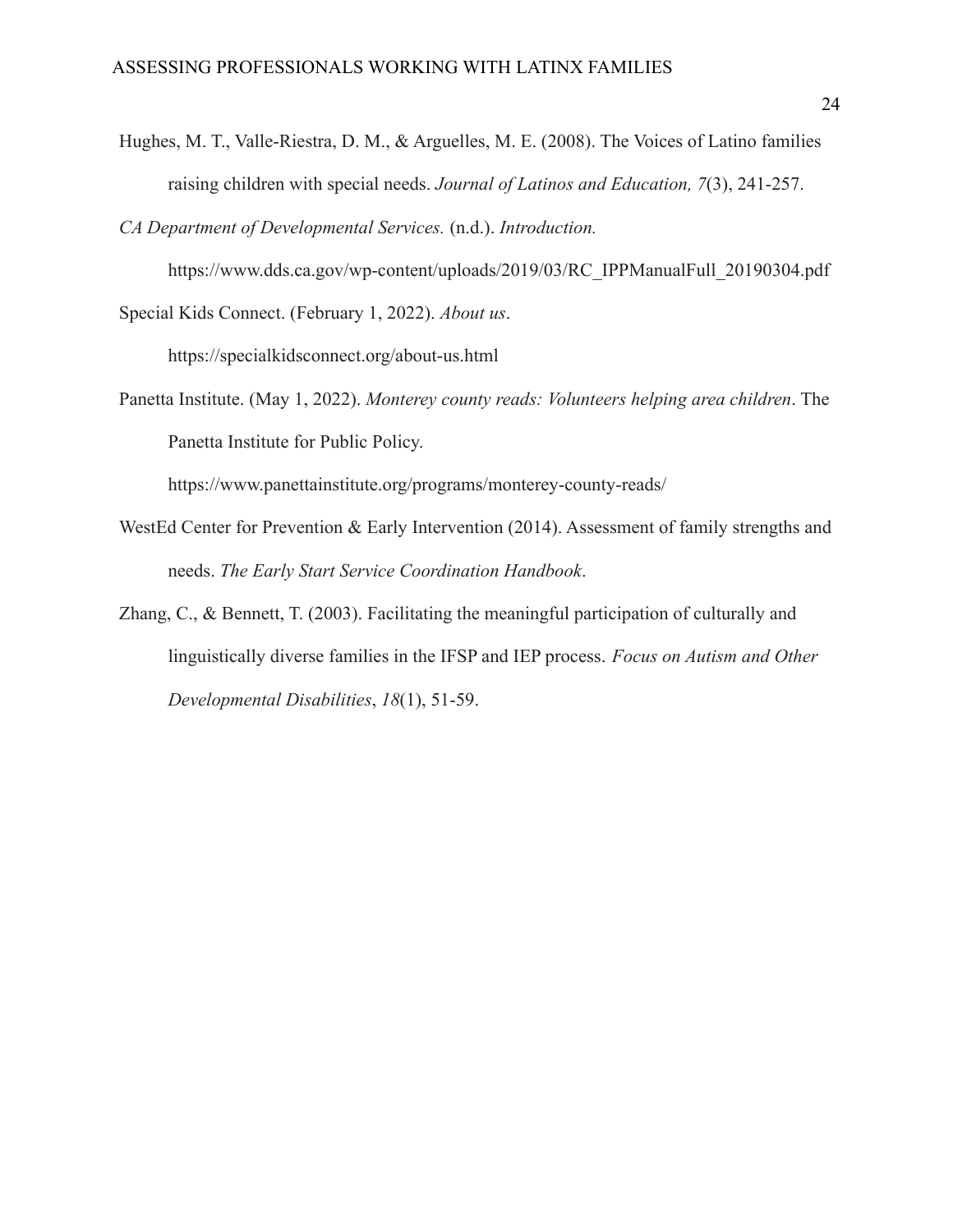Hughes, M. T., Valle-Riestra, D. M., & Arguelles, M. E. (2008). The Voices of Latino families raising children with special needs. *Journal of Latinos and Education, 7*(3), 241-257.

*CA Department of Developmental Services.* (n.d.). *Introduction.* https://www.dds.ca.gov/wp-content/uploads/2019/03/RC_IPPManualFull_20190304.pdf

Special Kids Connect. (February 1, 2022). *About us*. https://specialkidsconnect.org/about-us.html

Panetta Institute. (May 1, 2022). *Monterey county reads: Volunteers helping area children*. The Panetta Institute for Public Policy. https://www.panettainstitute.org/programs/monterey-county-reads/

WestEd Center for Prevention & Early Intervention (2014). Assessment of family strengths and needs. *The Early Start Service Coordination Handbook*.

Zhang, C., & Bennett, T. (2003). Facilitating the meaningful participation of culturally and linguistically diverse families in the IFSP and IEP process. *Focus on Autism and Other Developmental Disabilities*, *18*(1), 51-59.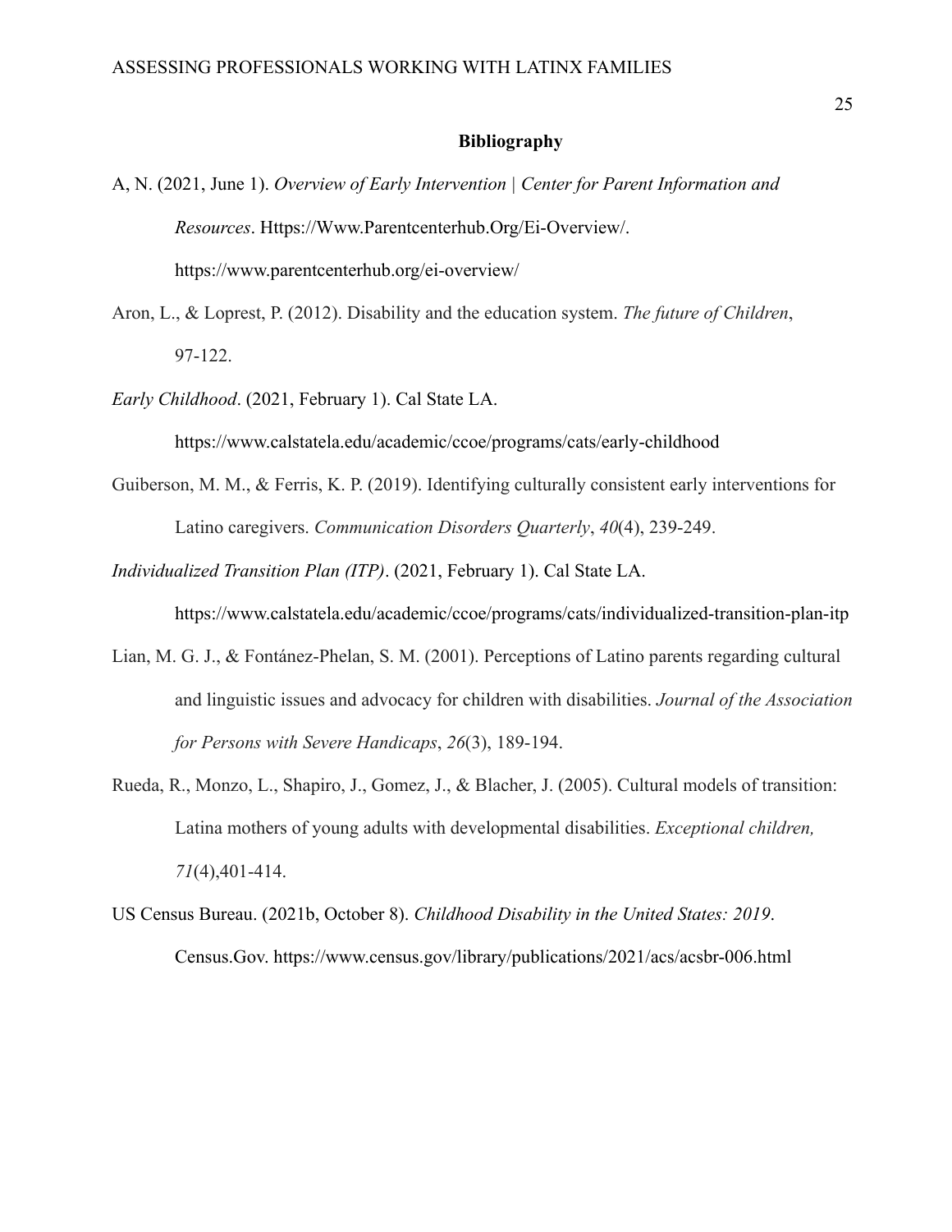**Bibliography**

A, N. (2021, June 1). *Overview of Early Intervention | Center for Parent Information and Resources*. Https://Www.Parentcenterhub.Org/Ei-Overview/. https://www.parentcenterhub.org/ei-overview/

Aron, L., & Loprest, P. (2012). Disability and the education system. *The future of Children*, 97-122.

*Early Childhood*. (2021, February 1). Cal State LA. https://www.calstatela.edu/academic/ccoe/programs/cats/early-childhood

Guiberson, M. M., & Ferris, K. P. (2019). Identifying culturally consistent early interventions for Latino caregivers. *Communication Disorders Quarterly*, *40*(4), 239-249.

*Individualized Transition Plan (ITP)*. (2021, February 1). Cal State LA. https://www.calstatela.edu/academic/ccoe/programs/cats/individualized-transition-plan-itp

Lian, M. G. J., & Fontánez-Phelan, S. M. (2001). Perceptions of Latino parents regarding cultural and linguistic issues and advocacy for children with disabilities. *Journal of the Association for Persons with Severe Handicaps*, *26*(3), 189-194.

Rueda, R., Monzo, L., Shapiro, J., Gomez, J., & Blacher, J. (2005). Cultural models of transition: Latina mothers of young adults with developmental disabilities. *Exceptional children, 71*(4),401-414.

US Census Bureau. (2021b, October 8). *Childhood Disability in the United States: 2019*. Census.Gov. https://www.census.gov/library/publications/2021/acs/acsbr-006.html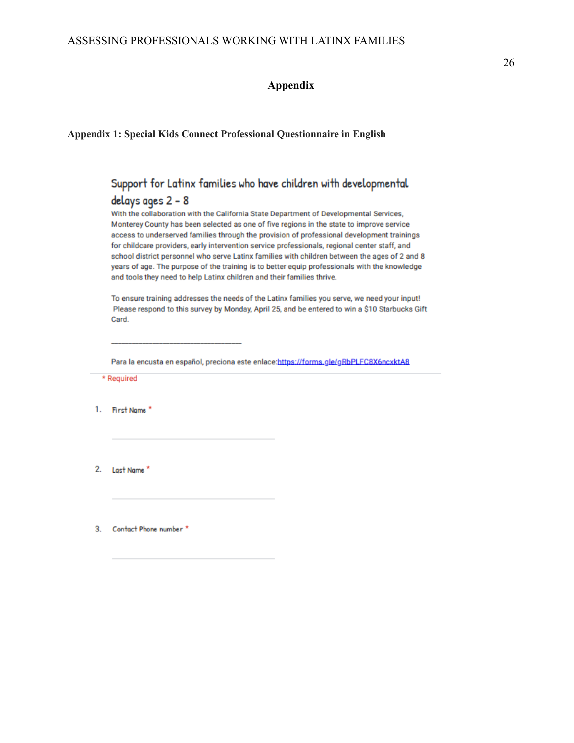# Appendix

## Appendix 1: Special Kids Connect Professional Questionnaire in English

### Support for Latinx families who have children with developmental delays ages 2 - 8

With the collaboration with the California State Department of Developmental Services, Monterey County has been selected as one of five regions in the state to improve service access to underserved families through the provision of professional development trainings for childcare providers, early intervention service professionals, regional center staff, and school district personnel who serve Latinx families with children between the ages of 2 and 8 years of age. The purpose of the training is to better equip professionals with the knowledge and tools they need to help Latinx children and their families thrive.

To ensure training addresses the needs of the Latinx families you serve, we need your input! Please respond to this survey by Monday, April 25, and be entered to win a $10 Starbucks Gift Card.

---

Para la encusta en español, preciona este enlace: https://forms.gle/gRbPLFC8X6ncxktA8

* Required

1. First Name *

   ______________________

2. Last Name *

   ______________________

3. Contact Phone number *

   ______________________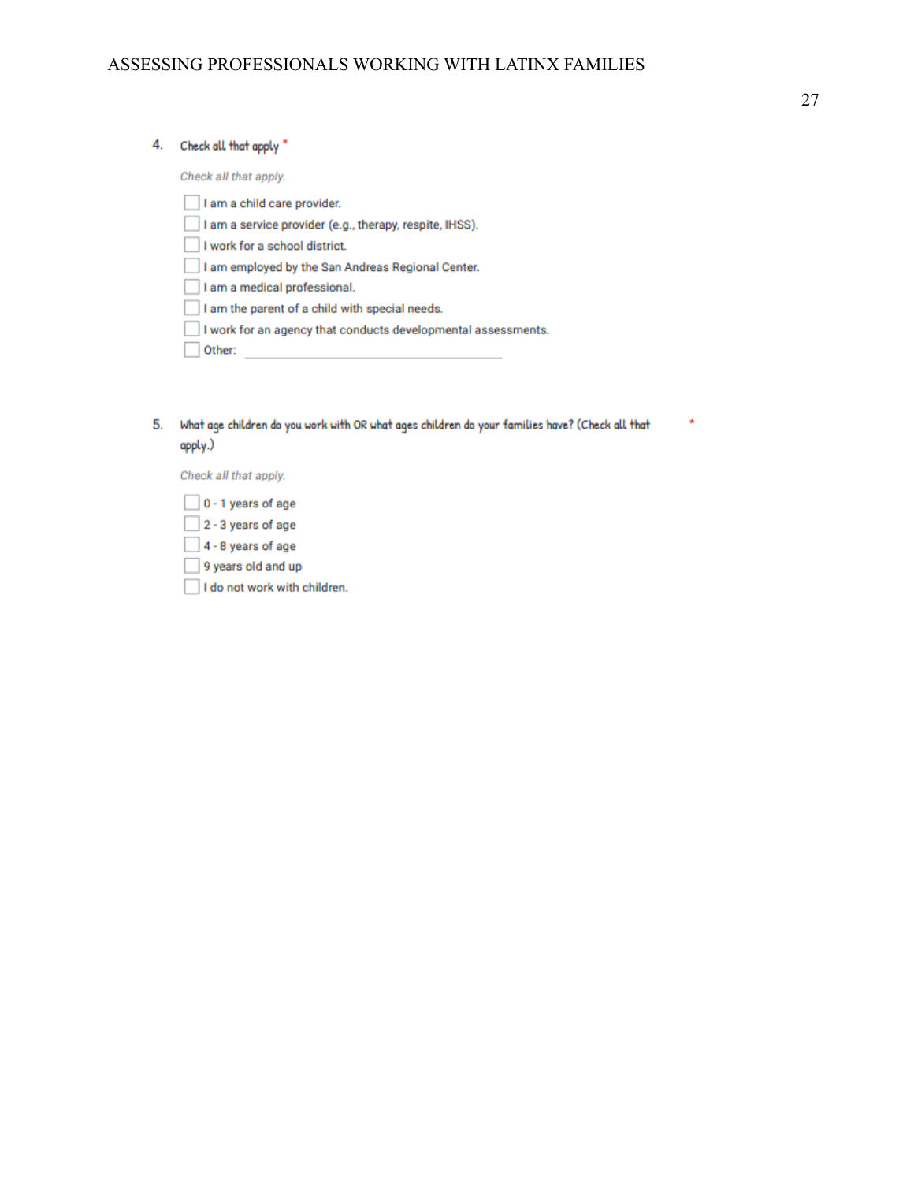4. Check all that apply *

*Check all that apply.*

- [ ] I am a child care provider.
- [ ] I am a service provider (e.g., therapy, respite, IHSS).
- [ ] I work for a school district.
- [ ] I am employed by the San Andreas Regional Center.
- [ ] I am a medical professional.
- [ ] I am the parent of a child with special needs.
- [ ] I work for an agency that conducts developmental assessments.
- [ ] Other: ______________________

5. What age children do you work with OR what ages children do your families have? (Check all that apply.) *

*Check all that apply.*

- [ ] 0 - 1 years of age
- [ ] 2 - 3 years of age
- [ ] 4 - 8 years of age
- [ ] 9 years old and up
- [ ] I do not work with children.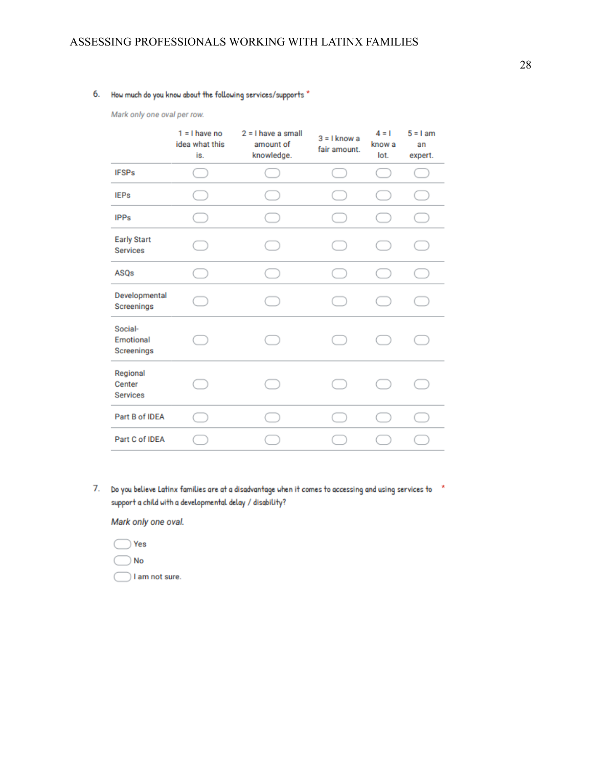6. How much do you know about the following services/supports *

*Mark only one oval per row.*

| | 1 = I have no idea what this is. | 2 = I have a small amount of knowledge. | 3 = I know a fair amount. | 4 = I know a lot. | 5 = I am an expert. |
|---|---|---|---|---|---|
| IFSPs | ⬭ | ⬭ | ⬭ | ⬭ | ⬭ |
| IEPs | ⬭ | ⬭ | ⬭ | ⬭ | ⬭ |
| IPPs | ⬭ | ⬭ | ⬭ | ⬭ | ⬭ |
| Early Start Services | ⬭ | ⬭ | ⬭ | ⬭ | ⬭ |
| ASQs | ⬭ | ⬭ | ⬭ | ⬭ | ⬭ |
| Developmental Screenings | ⬭ | ⬭ | ⬭ | ⬭ | ⬭ |
| Social-Emotional Screenings | ⬭ | ⬭ | ⬭ | ⬭ | ⬭ |
| Regional Center Services | ⬭ | ⬭ | ⬭ | ⬭ | ⬭ |
| Part B of IDEA | ⬭ | ⬭ | ⬭ | ⬭ | ⬭ |
| Part C of IDEA | ⬭ | ⬭ | ⬭ | ⬭ | ⬭ |

7. Do you believe Latinx families are at a disadvantage when it comes to accessing and using services to support a child with a developmental delay / disability? *

*Mark only one oval.*

- ⬭ Yes
- ⬭ No
- ⬭ I am not sure.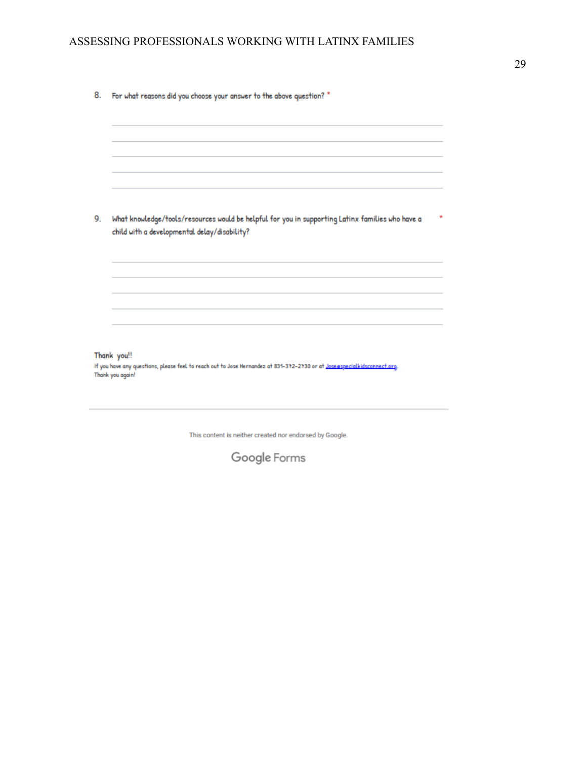8. For what reasons did you choose your answer to the above question? *

9. What knowledge/tools/resources would be helpful for you in supporting Latinx families who have a child with a developmental delay/disability? *

Thank you!!

If you have any questions, please feel to reach out to Jose Hernandez at 831-372-2730 or at Jose@specialkidsconnect.org.

Thank you again!

This content is neither created nor endorsed by Google.

Google Forms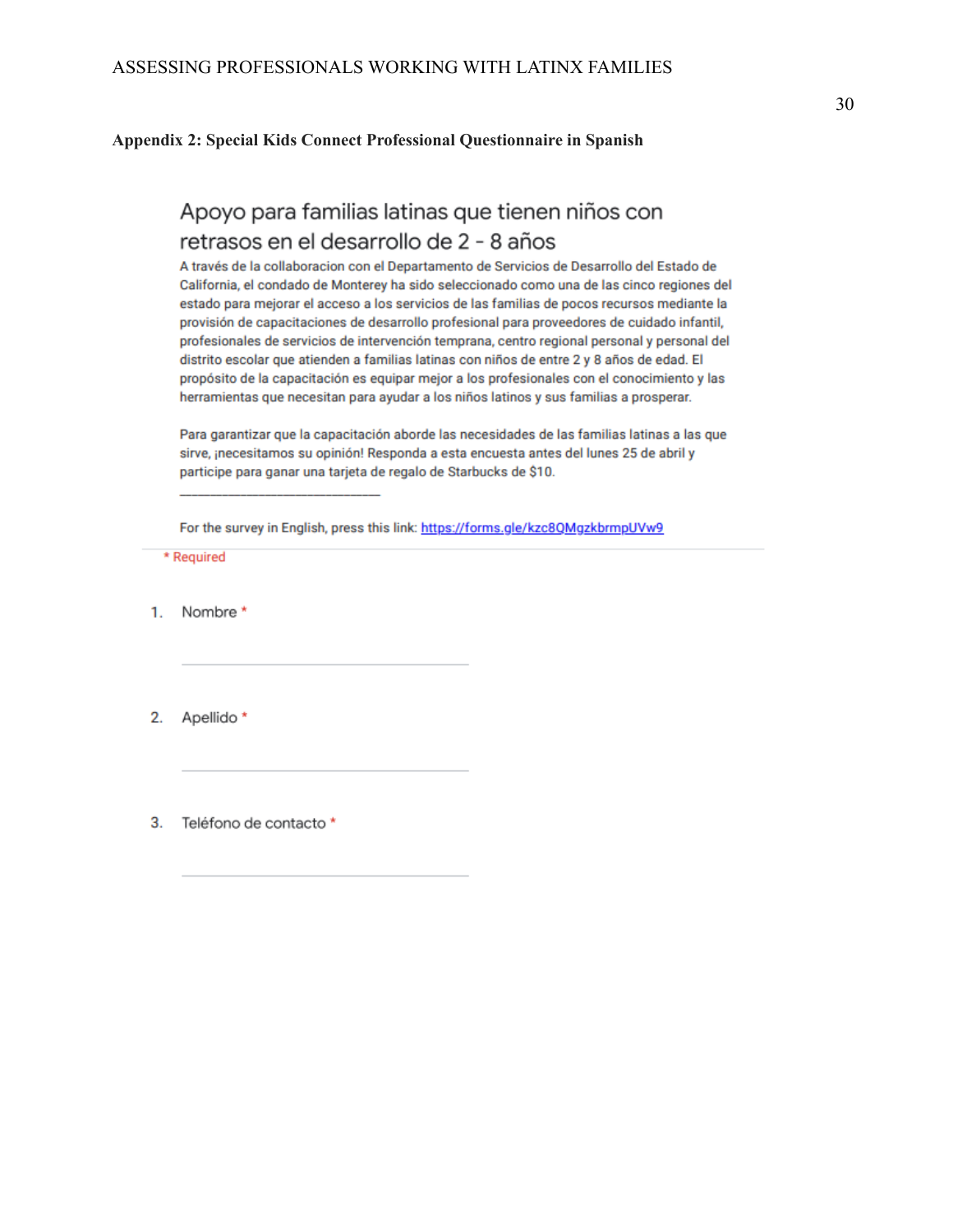**Appendix 2: Special Kids Connect Professional Questionnaire in Spanish**

## Apoyo para familias latinas que tienen niños con retrasos en el desarrollo de 2 - 8 años

A través de la collaboracion con el Departamento de Servicios de Desarrollo del Estado de California, el condado de Monterey ha sido seleccionado como una de las cinco regiones del estado para mejorar el acceso a los servicios de las familias de pocos recursos mediante la provisión de capacitaciones de desarrollo profesional para proveedores de cuidado infantil, profesionales de servicios de intervención temprana, centro regional personal y personal del distrito escolar que atienden a familias latinas con niños de entre 2 y 8 años de edad. El propósito de la capacitación es equipar mejor a los profesionales con el conocimiento y las herramientas que necesitan para ayudar a los niños latinos y sus familias a prosperar.

Para garantizar que la capacitación aborde las necesidades de las familias latinas a las que sirve, ¡necesitamos su opinión! Responda a esta encuesta antes del lunes 25 de abril y participe para ganar una tarjeta de regalo de Starbucks de $10.

______________________________

For the survey in English, press this link: https://forms.gle/kzc8QMgzkbrmpUVw9

\* Required

1. Nombre *

   ______________________________

2. Apellido *

   ______________________________

3. Teléfono de contacto *

   ______________________________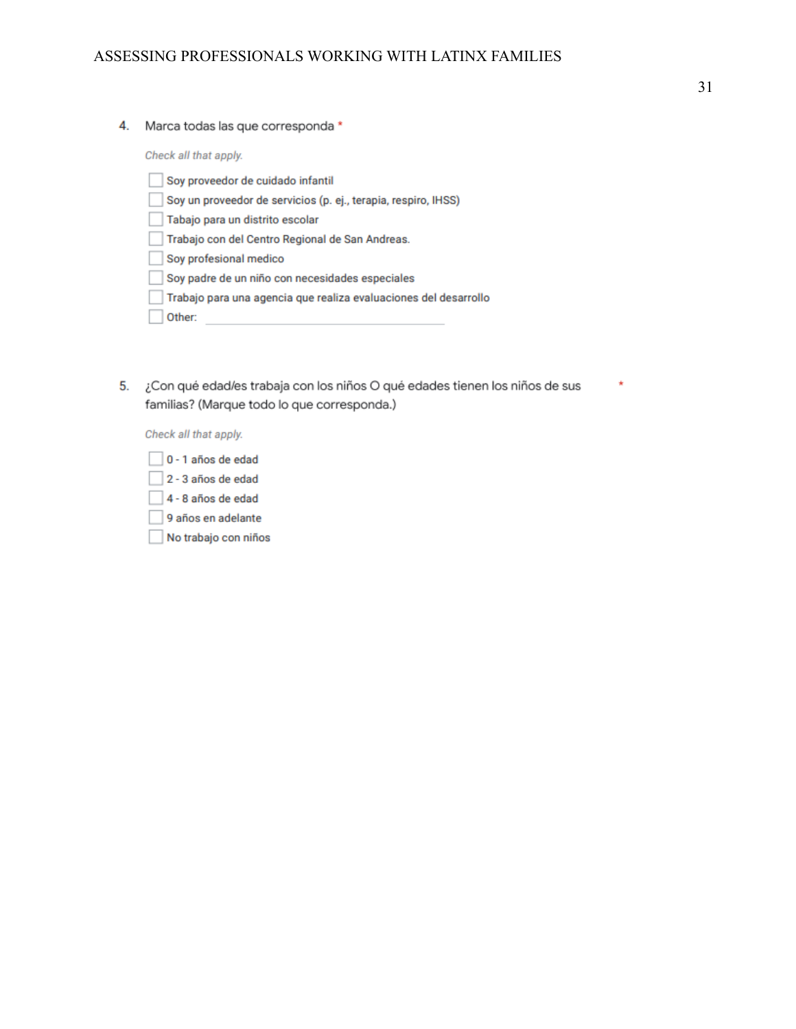4. Marca todas las que corresponda *

*Check all that apply.*

- [ ] Soy proveedor de cuidado infantil
- [ ] Soy un proveedor de servicios (p. ej., terapia, respiro, IHSS)
- [ ] Tabajo para un distrito escolar
- [ ] Trabajo con del Centro Regional de San Andreas.
- [ ] Soy profesional medico
- [ ] Soy padre de un niño con necesidades especiales
- [ ] Trabajo para una agencia que realiza evaluaciones del desarrollo
- [ ] Other: ______________________

5. ¿Con qué edad/es trabaja con los niños O qué edades tienen los niños de sus familias? (Marque todo lo que corresponda.) *

*Check all that apply.*

- [ ] 0 - 1 años de edad
- [ ] 2 - 3 años de edad
- [ ] 4 - 8 años de edad
- [ ] 9 años en adelante
- [ ] No trabajo con niños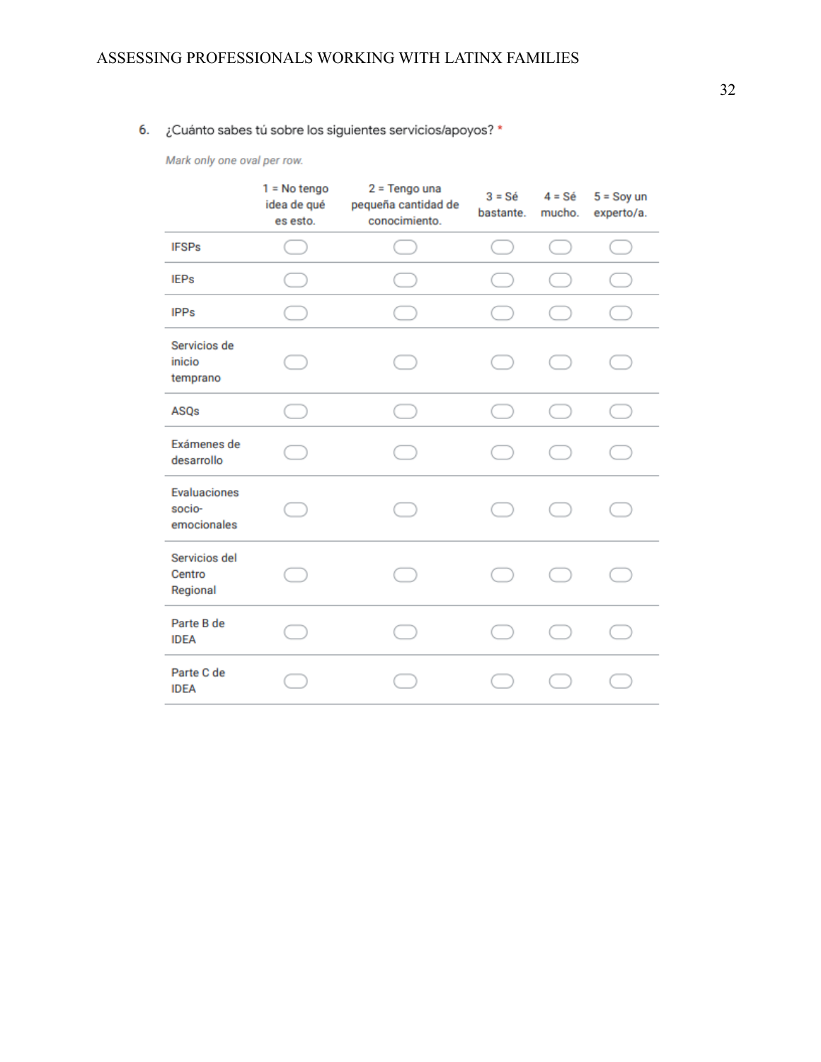6. ¿Cuánto sabes tú sobre los siguientes servicios/apoyos? *

*Mark only one oval per row.*

| | 1 = No tengo idea de qué es esto. | 2 = Tengo una pequeña cantidad de conocimiento. | 3 = Sé bastante. | 4 = Sé mucho. | 5 = Soy un experto/a. |
|---|---|---|---|---|---|
| IFSPs | ⬭ | ⬭ | ⬭ | ⬭ | ⬭ |
| IEPs | ⬭ | ⬭ | ⬭ | ⬭ | ⬭ |
| IPPs | ⬭ | ⬭ | ⬭ | ⬭ | ⬭ |
| Servicios de inicio temprano | ⬭ | ⬭ | ⬭ | ⬭ | ⬭ |
| ASQs | ⬭ | ⬭ | ⬭ | ⬭ | ⬭ |
| Exámenes de desarrollo | ⬭ | ⬭ | ⬭ | ⬭ | ⬭ |
| Evaluaciones socio-emocionales | ⬭ | ⬭ | ⬭ | ⬭ | ⬭ |
| Servicios del Centro Regional | ⬭ | ⬭ | ⬭ | ⬭ | ⬭ |
| Parte B de IDEA | ⬭ | ⬭ | ⬭ | ⬭ | ⬭ |
| Parte C de IDEA | ⬭ | ⬭ | ⬭ | ⬭ | ⬭ |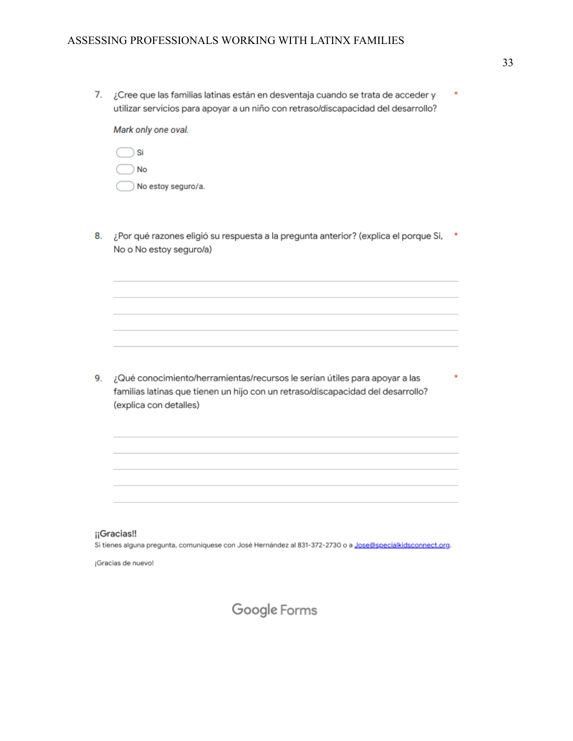7. ¿Cree que las familias latinas están en desventaja cuando se trata de acceder y utilizar servicios para apoyar a un niño con retraso/discapacidad del desarrollo? *

   *Mark only one oval.*

   - Si
   - No
   - No estoy seguro/a.

8. ¿Por qué razones eligió su respuesta a la pregunta anterior? (explica el porque Si, No o No estoy seguro/a) *

   _______________________________________________
   _______________________________________________
   _______________________________________________
   _______________________________________________
   _______________________________________________

9. ¿Qué conocimiento/herramientas/recursos le serían útiles para apoyar a las familias latinas que tienen un hijo con un retraso/discapacidad del desarrollo? (explica con detalles) *

   _______________________________________________
   _______________________________________________
   _______________________________________________
   _______________________________________________
   _______________________________________________

**¡¡Gracias!!**

Si tienes alguna pregunta, comuniquese con José Hernández al 831-372-2730 o a Jose@specialkidsconnect.org.

¡Gracias de nuevo!

Google Forms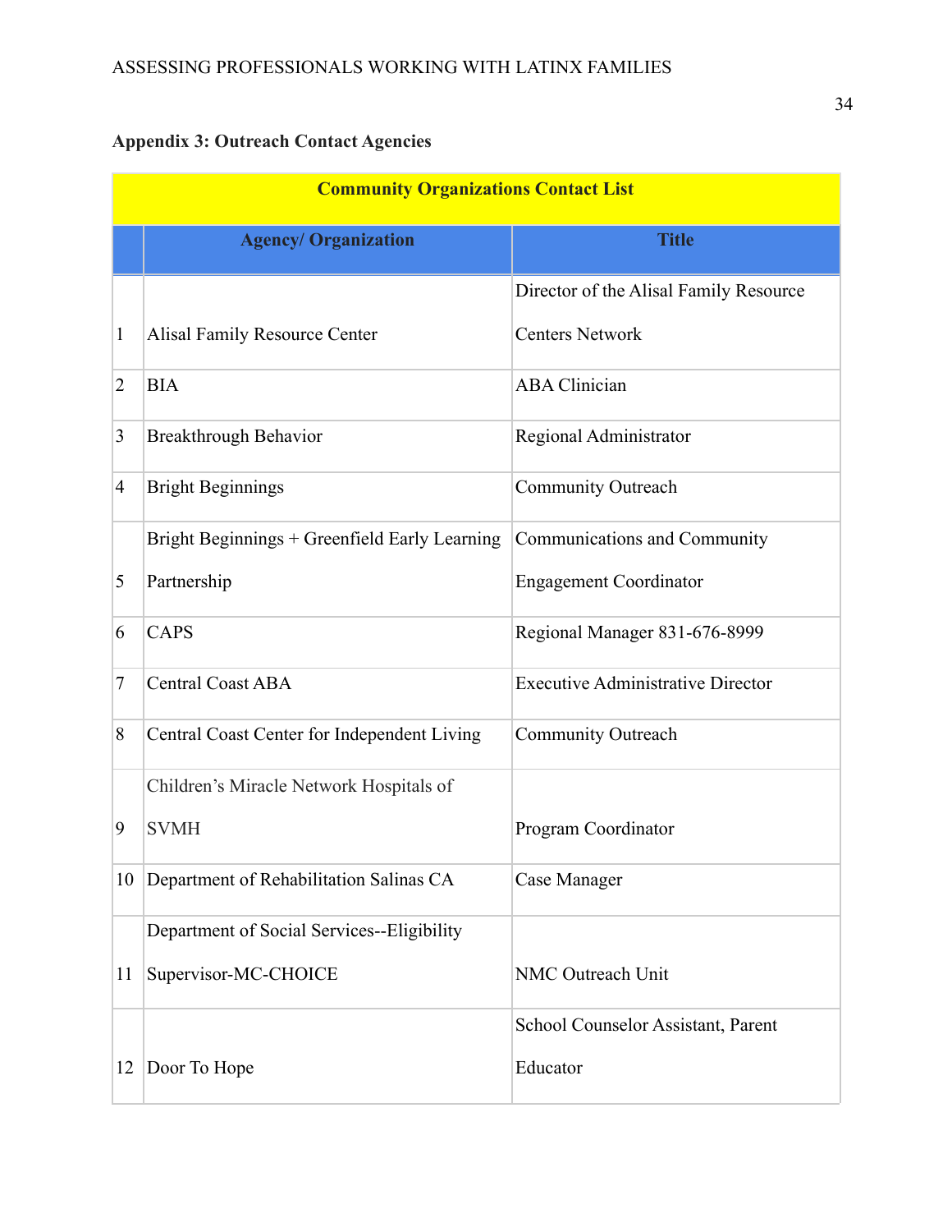**Appendix 3: Outreach Contact Agencies**

| Community Organizations Contact List | | |
|---|---|---|
| | **Agency/ Organization** | **Title** |
| 1 | Alisal Family Resource Center | Director of the Alisal Family Resource Centers Network |
| 2 | BIA | ABA Clinician |
| 3 | Breakthrough Behavior | Regional Administrator |
| 4 | Bright Beginnings | Community Outreach |
| 5 | Bright Beginnings + Greenfield Early Learning Partnership | Communications and Community Engagement Coordinator |
| 6 | CAPS | Regional Manager 831-676-8999 |
| 7 | Central Coast ABA | Executive Administrative Director |
| 8 | Central Coast Center for Independent Living | Community Outreach |
| 9 | Children's Miracle Network Hospitals of SVMH | Program Coordinator |
| 10 | Department of Rehabilitation Salinas CA | Case Manager |
| 11 | Department of Social Services--Eligibility Supervisor-MC-CHOICE | NMC Outreach Unit |
| 12 | Door To Hope | School Counselor Assistant, Parent Educator |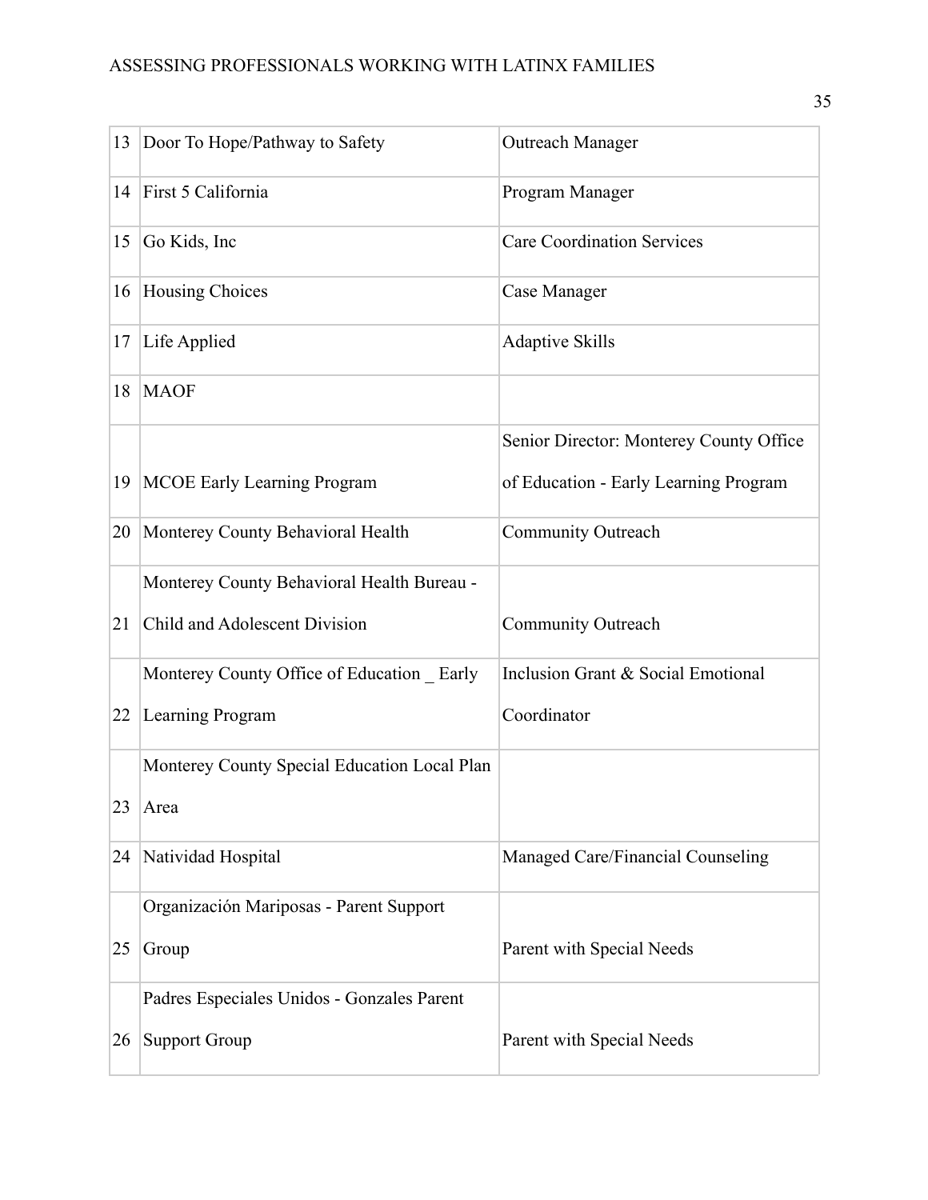| 13 | Door To Hope/Pathway to Safety | Outreach Manager |
|---|---|---|
| 14 | First 5 California | Program Manager |
| 15 | Go Kids, Inc | Care Coordination Services |
| 16 | Housing Choices | Case Manager |
| 17 | Life Applied | Adaptive Skills |
| 18 | MAOF | |
| 19 | MCOE Early Learning Program | Senior Director: Monterey County Office of Education - Early Learning Program |
| 20 | Monterey County Behavioral Health | Community Outreach |
| 21 | Monterey County Behavioral Health Bureau - Child and Adolescent Division | Community Outreach |
| 22 | Monterey County Office of Education _ Early Learning Program | Inclusion Grant & Social Emotional Coordinator |
| 23 | Monterey County Special Education Local Plan Area | |
| 24 | Natividad Hospital | Managed Care/Financial Counseling |
| 25 | Organización Mariposas - Parent Support Group | Parent with Special Needs |
| 26 | Padres Especiales Unidos - Gonzales Parent Support Group | Parent with Special Needs |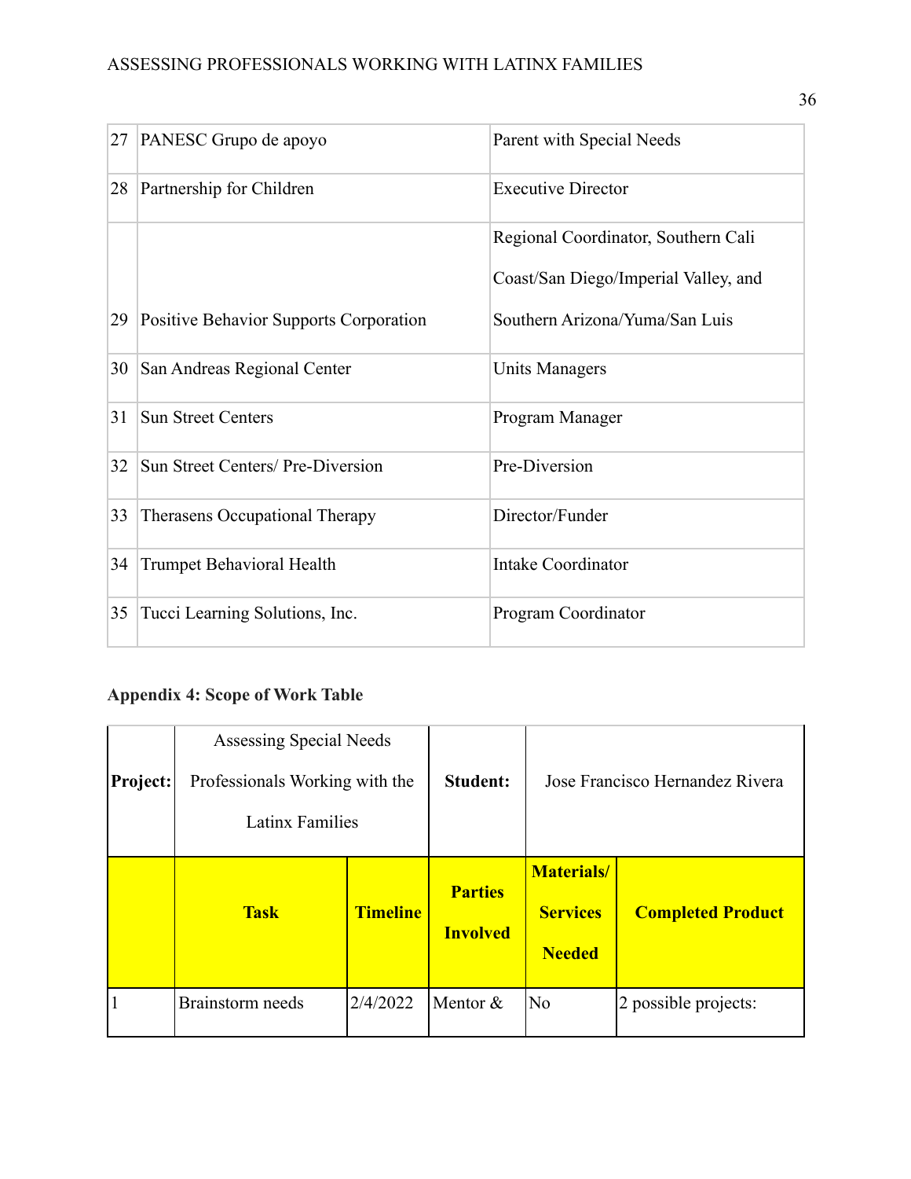| 27 | PANESC Grupo de apoyo | Parent with Special Needs |
|---|---|---|
| 28 | Partnership for Children | Executive Director |
| 29 | Positive Behavior Supports Corporation | Regional Coordinator, Southern Cali Coast/San Diego/Imperial Valley, and Southern Arizona/Yuma/San Luis |
| 30 | San Andreas Regional Center | Units Managers |
| 31 | Sun Street Centers | Program Manager |
| 32 | Sun Street Centers/ Pre-Diversion | Pre-Diversion |
| 33 | Therasens Occupational Therapy | Director/Funder |
| 34 | Trumpet Behavioral Health | Intake Coordinator |
| 35 | Tucci Learning Solutions, Inc. | Program Coordinator |

**Appendix 4: Scope of Work Table**

| **Project:** | Assessing Special Needs Professionals Working with the Latinx Families | | **Student:** | Jose Francisco Hernandez Rivera | |
|---|---|---|---|---|---|
| | **Task** | **Timeline** | **Parties Involved** | **Materials/ Services Needed** | **Completed Product** |
| 1 | Brainstorm needs | 2/4/2022 | Mentor & | No | 2 possible projects: |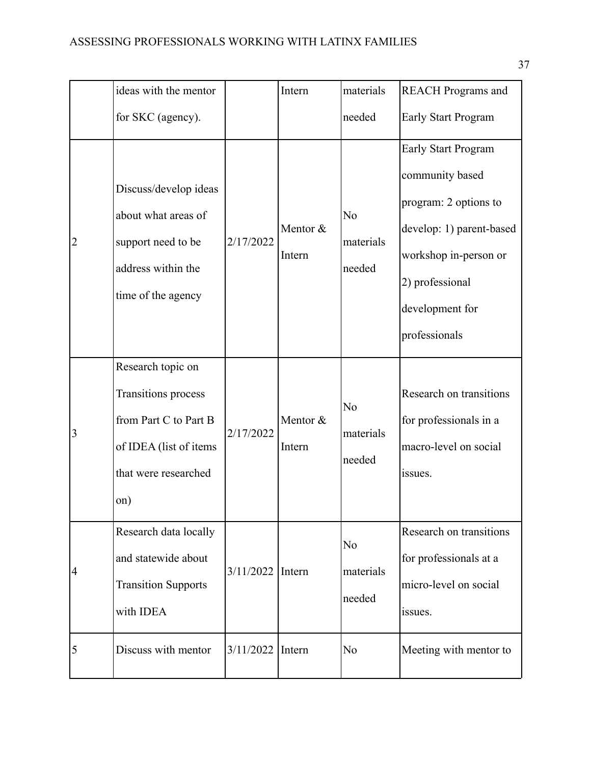| | ideas with the mentor for SKC (agency). | | Intern | materials needed | REACH Programs and Early Start Program |
|---|---|---|---|---|---|
| 2 | Discuss/develop ideas about what areas of support need to be address within the time of the agency | 2/17/2022 | Mentor & Intern | No materials needed | Early Start Program community based program: 2 options to develop: 1) parent-based workshop in-person or 2) professional development for professionals |
| 3 | Research topic on Transitions process from Part C to Part B of IDEA (list of items that were researched on) | 2/17/2022 | Mentor & Intern | No materials needed | Research on transitions for professionals in a macro-level on social issues. |
| 4 | Research data locally and statewide about Transition Supports with IDEA | 3/11/2022 | Intern | No materials needed | Research on transitions for professionals at a micro-level on social issues. |
| 5 | Discuss with mentor | 3/11/2022 | Intern | No | Meeting with mentor to |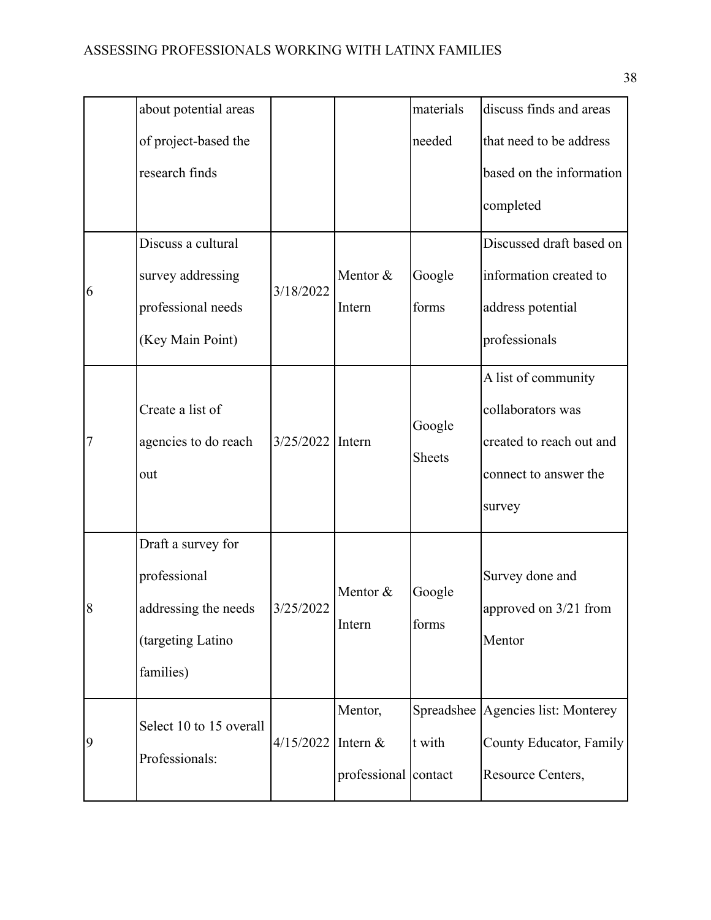| | | | | | |
|---|---|---|---|---|---|
| | about potential areas of project-based the research finds | | | materials needed | discuss finds and areas that need to be address based on the information completed |
| 6 | Discuss a cultural survey addressing professional needs (Key Main Point) | 3/18/2022 | Mentor & Intern | Google forms | Discussed draft based on information created to address potential professionals |
| 7 | Create a list of agencies to do reach out | 3/25/2022 | Intern | Google Sheets | A list of community collaborators was created to reach out and connect to answer the survey |
| 8 | Draft a survey for professional addressing the needs (targeting Latino families) | 3/25/2022 | Mentor & Intern | Google forms | Survey done and approved on 3/21 from Mentor |
| 9 | Select 10 to 15 overall Professionals: | 4/15/2022 | Mentor, Intern & professional | Spreadsheet with contact | Agencies list: Monterey County Educator, Family Resource Centers, |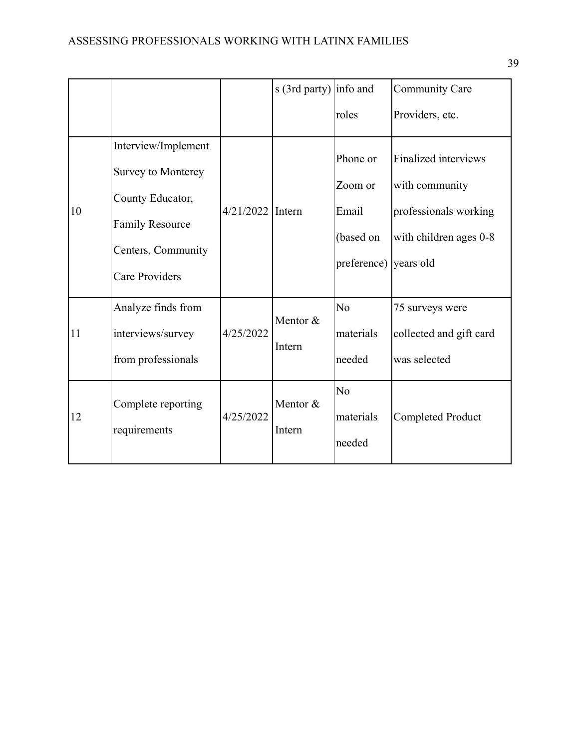| | | | s (3rd party) | info and roles | Community Care Providers, etc. |
|---|---|---|---|---|---|
| 10 | Interview/Implement Survey to Monterey County Educator, Family Resource Centers, Community Care Providers | 4/21/2022 | Intern | Phone or Zoom or Email (based on preference) | Finalized interviews with community professionals working with children ages 0-8 years old |
| 11 | Analyze finds from interviews/survey from professionals | 4/25/2022 | Mentor & Intern | No materials needed | 75 surveys were collected and gift card was selected |
| 12 | Complete reporting requirements | 4/25/2022 | Mentor & Intern | No materials needed | Completed Product |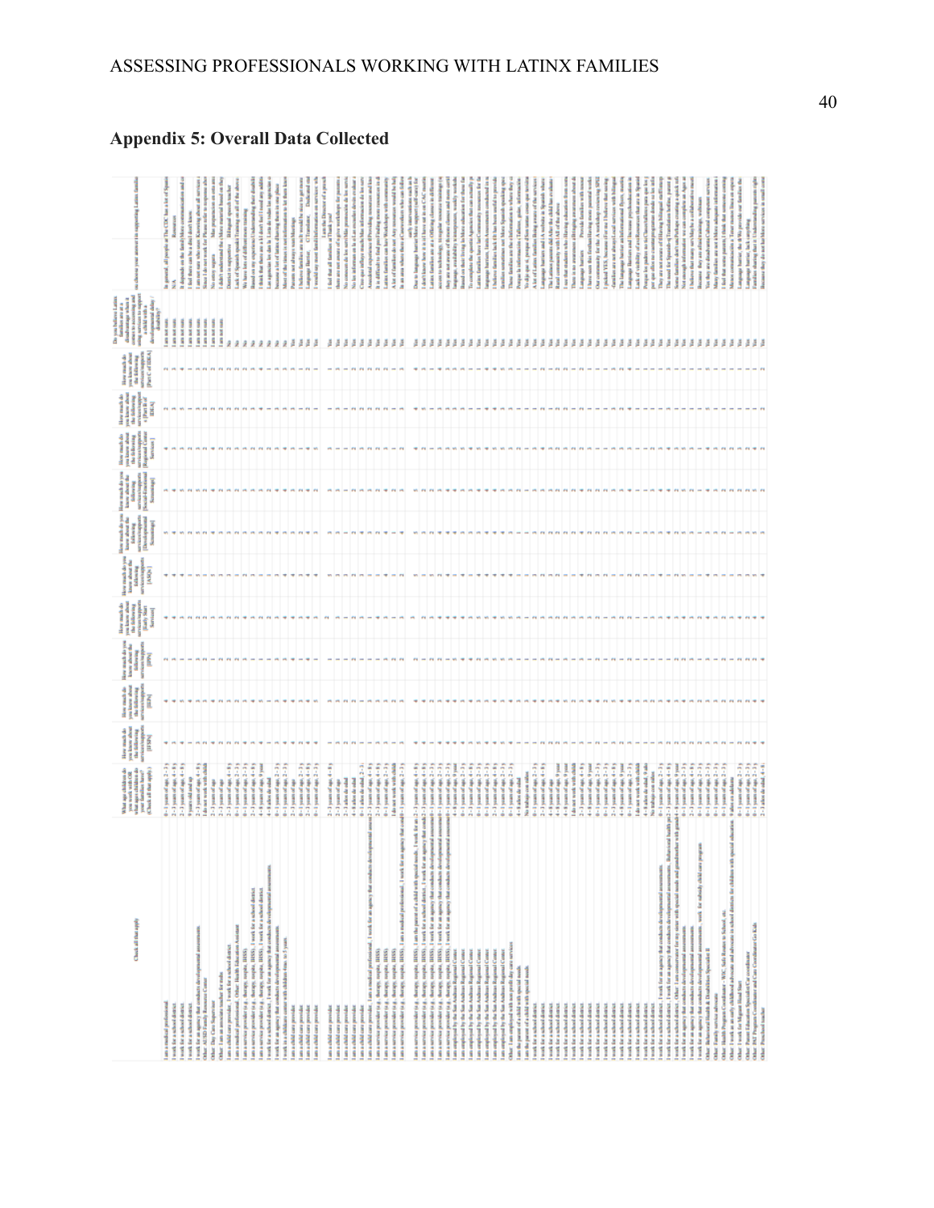## Appendix 5: Overall Data Collected